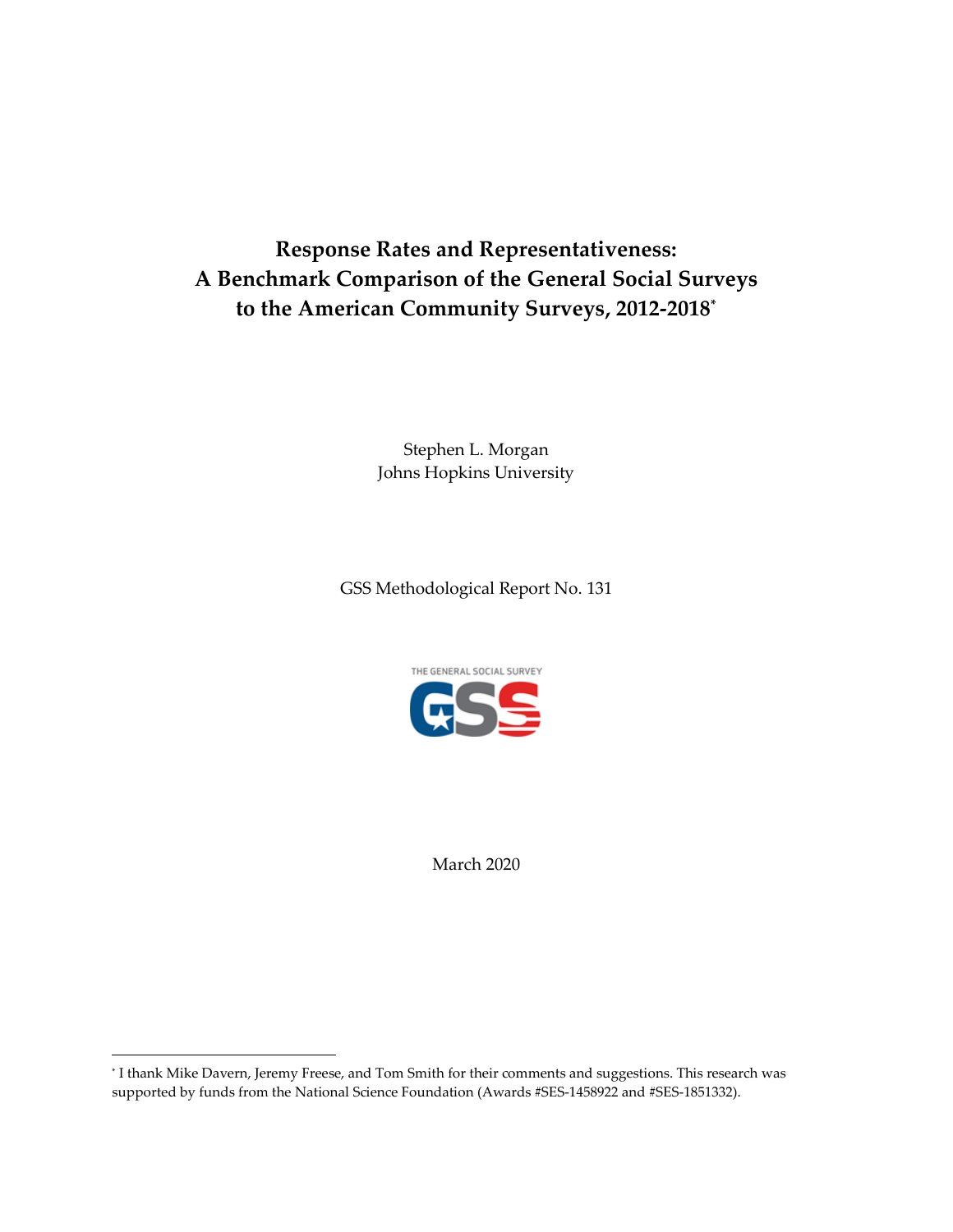# Response Rates and Representativeness: A Benchmark Comparison of the General Social Surveys to the American Community Surveys, 2012-2018[*]

Stephen L. Morgan
Johns Hopkins University

GSS Methodological Report No. 131

THE GENERAL SOCIAL SURVEY

GSS

March 2020

---

[*] I thank Mike Davern, Jeremy Freese, and Tom Smith for their comments and suggestions. This research was supported by funds from the National Science Foundation (Awards #SES-1458922 and #SES-1851332).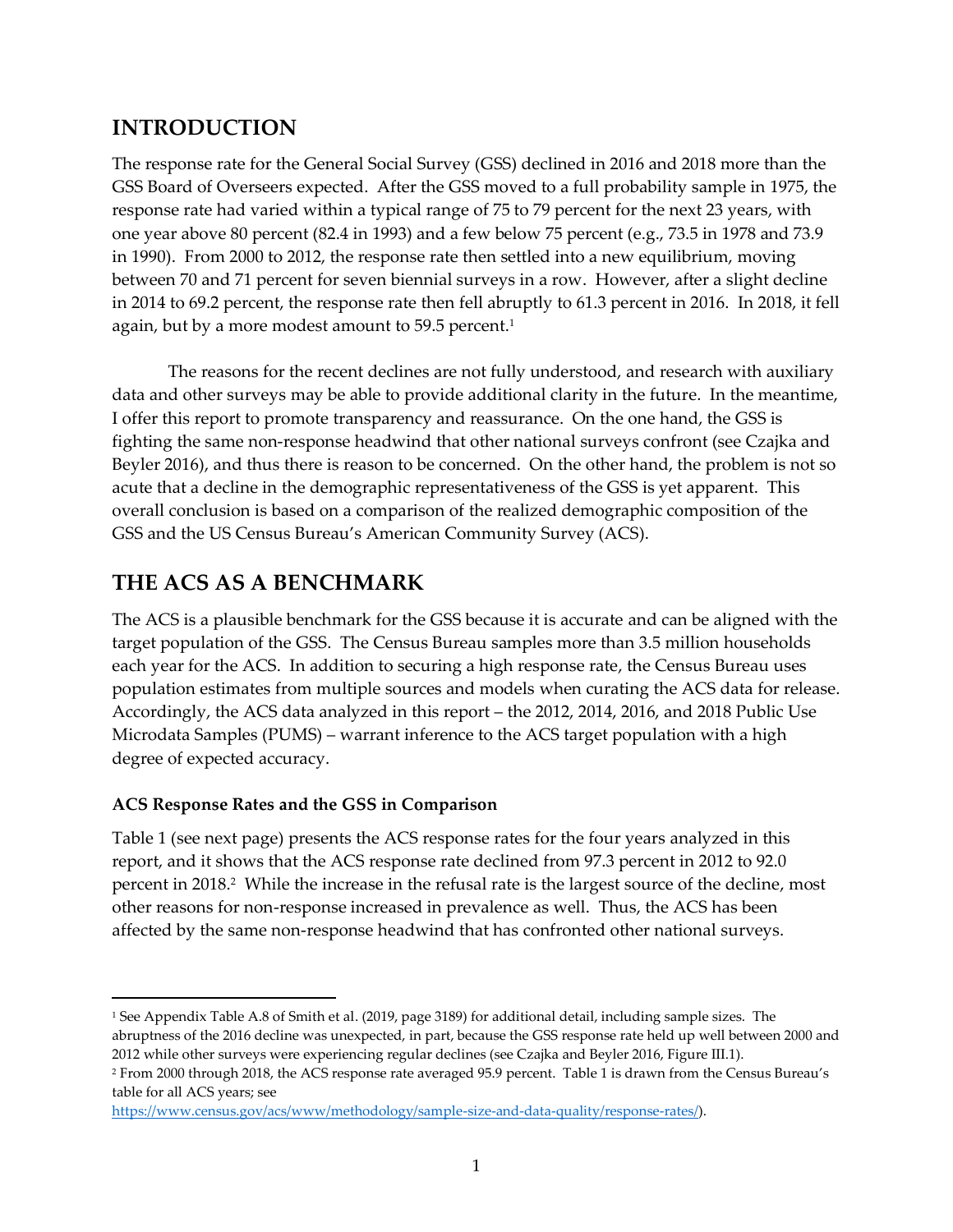## INTRODUCTION

The response rate for the General Social Survey (GSS) declined in 2016 and 2018 more than the GSS Board of Overseers expected. After the GSS moved to a full probability sample in 1975, the response rate had varied within a typical range of 75 to 79 percent for the next 23 years, with one year above 80 percent (82.4 in 1993) and a few below 75 percent (e.g., 73.5 in 1978 and 73.9 in 1990). From 2000 to 2012, the response rate then settled into a new equilibrium, moving between 70 and 71 percent for seven biennial surveys in a row. However, after a slight decline in 2014 to 69.2 percent, the response rate then fell abruptly to 61.3 percent in 2016. In 2018, it fell again, but by a more modest amount to 59.5 percent.[1]

The reasons for the recent declines are not fully understood, and research with auxiliary data and other surveys may be able to provide additional clarity in the future. In the meantime, I offer this report to promote transparency and reassurance. On the one hand, the GSS is fighting the same non-response headwind that other national surveys confront (see Czajka and Beyler 2016), and thus there is reason to be concerned. On the other hand, the problem is not so acute that a decline in the demographic representativeness of the GSS is yet apparent. This overall conclusion is based on a comparison of the realized demographic composition of the GSS and the US Census Bureau's American Community Survey (ACS).

## THE ACS AS A BENCHMARK

The ACS is a plausible benchmark for the GSS because it is accurate and can be aligned with the target population of the GSS. The Census Bureau samples more than 3.5 million households each year for the ACS. In addition to securing a high response rate, the Census Bureau uses population estimates from multiple sources and models when curating the ACS data for release. Accordingly, the ACS data analyzed in this report – the 2012, 2014, 2016, and 2018 Public Use Microdata Samples (PUMS) – warrant inference to the ACS target population with a high degree of expected accuracy.

### ACS Response Rates and the GSS in Comparison

Table 1 (see next page) presents the ACS response rates for the four years analyzed in this report, and it shows that the ACS response rate declined from 97.3 percent in 2012 to 92.0 percent in 2018.[2] While the increase in the refusal rate is the largest source of the decline, most other reasons for non-response increased in prevalence as well. Thus, the ACS has been affected by the same non-response headwind that has confronted other national surveys.

---

[1] See Appendix Table A.8 of Smith et al. (2019, page 3189) for additional detail, including sample sizes. The abruptness of the 2016 decline was unexpected, in part, because the GSS response rate held up well between 2000 and 2012 while other surveys were experiencing regular declines (see Czajka and Beyler 2016, Figure III.1).

[2] From 2000 through 2018, the ACS response rate averaged 95.9 percent. Table 1 is drawn from the Census Bureau's table for all ACS years; see https://www.census.gov/acs/www/methodology/sample-size-and-data-quality/response-rates/).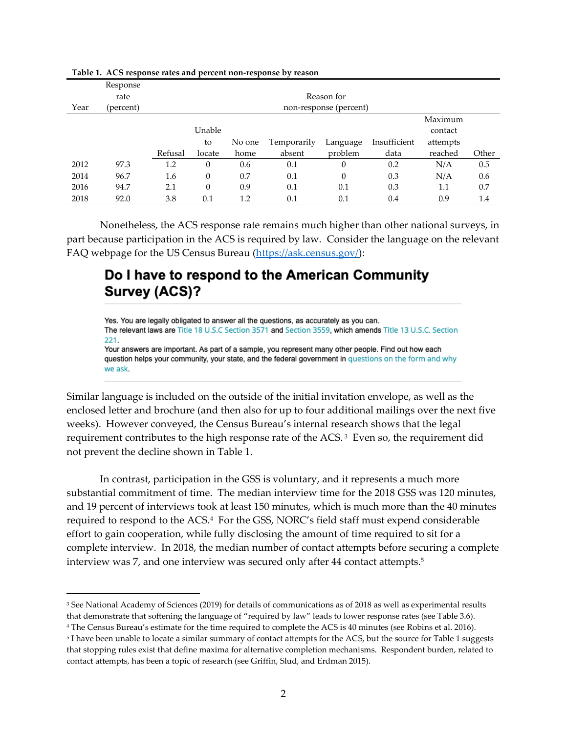**Table 1. ACS response rates and percent non-response by reason**

| Year | Response rate (percent) | Reason for non-response (percent) | | | | | | | |
|---|---|---|---|---|---|---|---|---|---|
| | | Refusal | Unable to locate | No one home | Temporarily absent | Language problem | Insufficient data | Maximum contact attempts reached | Other |
| 2012 | 97.3 | 1.2 | 0 | 0.6 | 0.1 | 0 | 0.2 | N/A | 0.5 |
| 2014 | 96.7 | 1.6 | 0 | 0.7 | 0.1 | 0 | 0.3 | N/A | 0.6 |
| 2016 | 94.7 | 2.1 | 0 | 0.9 | 0.1 | 0.1 | 0.3 | 1.1 | 0.7 |
| 2018 | 92.0 | 3.8 | 0.1 | 1.2 | 0.1 | 0.1 | 0.4 | 0.9 | 1.4 |

Nonetheless, the ACS response rate remains much higher than other national surveys, in part because participation in the ACS is required by law. Consider the language on the relevant FAQ webpage for the US Census Bureau (https://ask.census.gov/):

> **Do I have to respond to the American Community Survey (ACS)?**
>
> Yes. You are legally obligated to answer all the questions, as accurately as you can.
> The relevant laws are Title 18 U.S.C Section 3571 and Section 3559, which amends Title 13 U.S.C. Section 221.
> Your answers are important. As part of a sample, you represent many other people. Find out how each question helps your community, your state, and the federal government in questions on the form and why we ask.

Similar language is included on the outside of the initial invitation envelope, as well as the enclosed letter and brochure (and then also for up to four additional mailings over the next five weeks). However conveyed, the Census Bureau's internal research shows that the legal requirement contributes to the high response rate of the ACS.[3] Even so, the requirement did not prevent the decline shown in Table 1.

In contrast, participation in the GSS is voluntary, and it represents a much more substantial commitment of time. The median interview time for the 2018 GSS was 120 minutes, and 19 percent of interviews took at least 150 minutes, which is much more than the 40 minutes required to respond to the ACS.[4] For the GSS, NORC's field staff must expend considerable effort to gain cooperation, while fully disclosing the amount of time required to sit for a complete interview. In 2018, the median number of contact attempts before securing a complete interview was 7, and one interview was secured only after 44 contact attempts.[5]

---

[3] See National Academy of Sciences (2019) for details of communications as of 2018 as well as experimental results that demonstrate that softening the language of "required by law" leads to lower response rates (see Table 3.6).

[4] The Census Bureau's estimate for the time required to complete the ACS is 40 minutes (see Robins et al. 2016).

[5] I have been unable to locate a similar summary of contact attempts for the ACS, but the source for Table 1 suggests that stopping rules exist that define maxima for alternative completion mechanisms. Respondent burden, related to contact attempts, has been a topic of research (see Griffin, Slud, and Erdman 2015).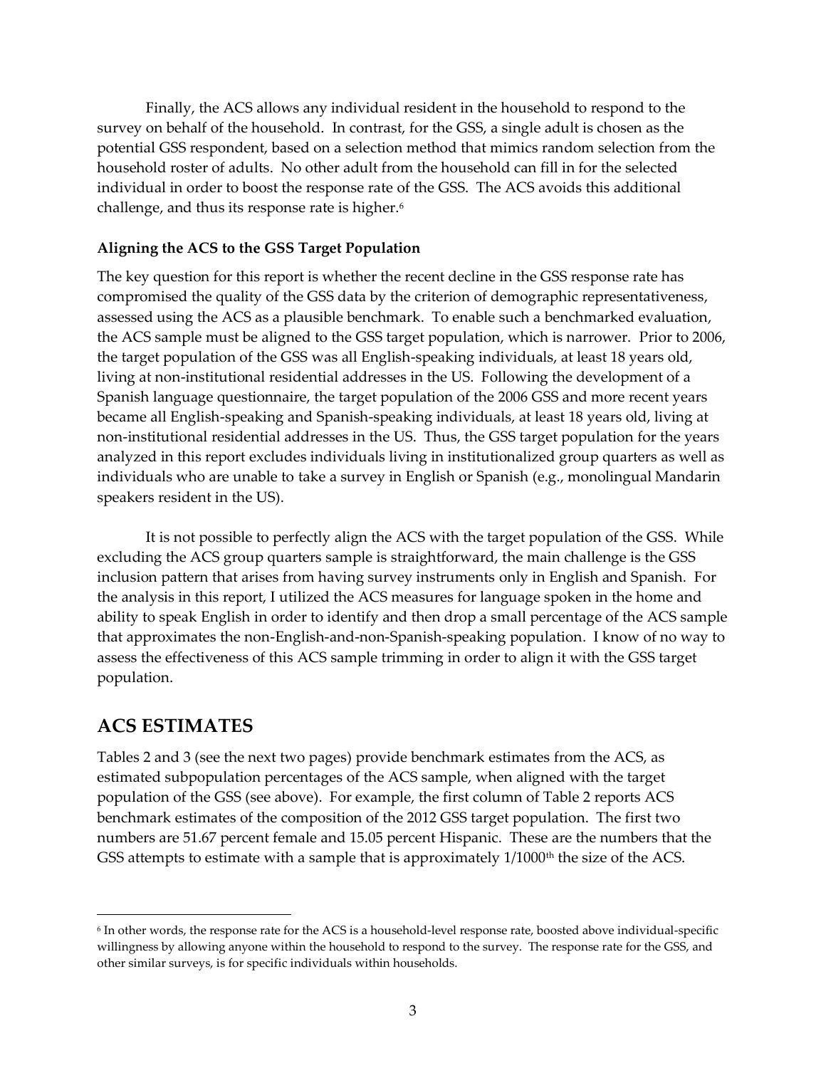Finally, the ACS allows any individual resident in the household to respond to the survey on behalf of the household. In contrast, for the GSS, a single adult is chosen as the potential GSS respondent, based on a selection method that mimics random selection from the household roster of adults. No other adult from the household can fill in for the selected individual in order to boost the response rate of the GSS. The ACS avoids this additional challenge, and thus its response rate is higher.[6]

### Aligning the ACS to the GSS Target Population

The key question for this report is whether the recent decline in the GSS response rate has compromised the quality of the GSS data by the criterion of demographic representativeness, assessed using the ACS as a plausible benchmark. To enable such a benchmarked evaluation, the ACS sample must be aligned to the GSS target population, which is narrower. Prior to 2006, the target population of the GSS was all English-speaking individuals, at least 18 years old, living at non-institutional residential addresses in the US. Following the development of a Spanish language questionnaire, the target population of the 2006 GSS and more recent years became all English-speaking and Spanish-speaking individuals, at least 18 years old, living at non-institutional residential addresses in the US. Thus, the GSS target population for the years analyzed in this report excludes individuals living in institutionalized group quarters as well as individuals who are unable to take a survey in English or Spanish (e.g., monolingual Mandarin speakers resident in the US).

It is not possible to perfectly align the ACS with the target population of the GSS. While excluding the ACS group quarters sample is straightforward, the main challenge is the GSS inclusion pattern that arises from having survey instruments only in English and Spanish. For the analysis in this report, I utilized the ACS measures for language spoken in the home and ability to speak English in order to identify and then drop a small percentage of the ACS sample that approximates the non-English-and-non-Spanish-speaking population. I know of no way to assess the effectiveness of this ACS sample trimming in order to align it with the GSS target population.

## ACS ESTIMATES

Tables 2 and 3 (see the next two pages) provide benchmark estimates from the ACS, as estimated subpopulation percentages of the ACS sample, when aligned with the target population of the GSS (see above). For example, the first column of Table 2 reports ACS benchmark estimates of the composition of the 2012 GSS target population. The first two numbers are 51.67 percent female and 15.05 percent Hispanic. These are the numbers that the GSS attempts to estimate with a sample that is approximately 1/1000th the size of the ACS.

---

[6] In other words, the response rate for the ACS is a household-level response rate, boosted above individual-specific willingness by allowing anyone within the household to respond to the survey. The response rate for the GSS, and other similar surveys, is for specific individuals within households.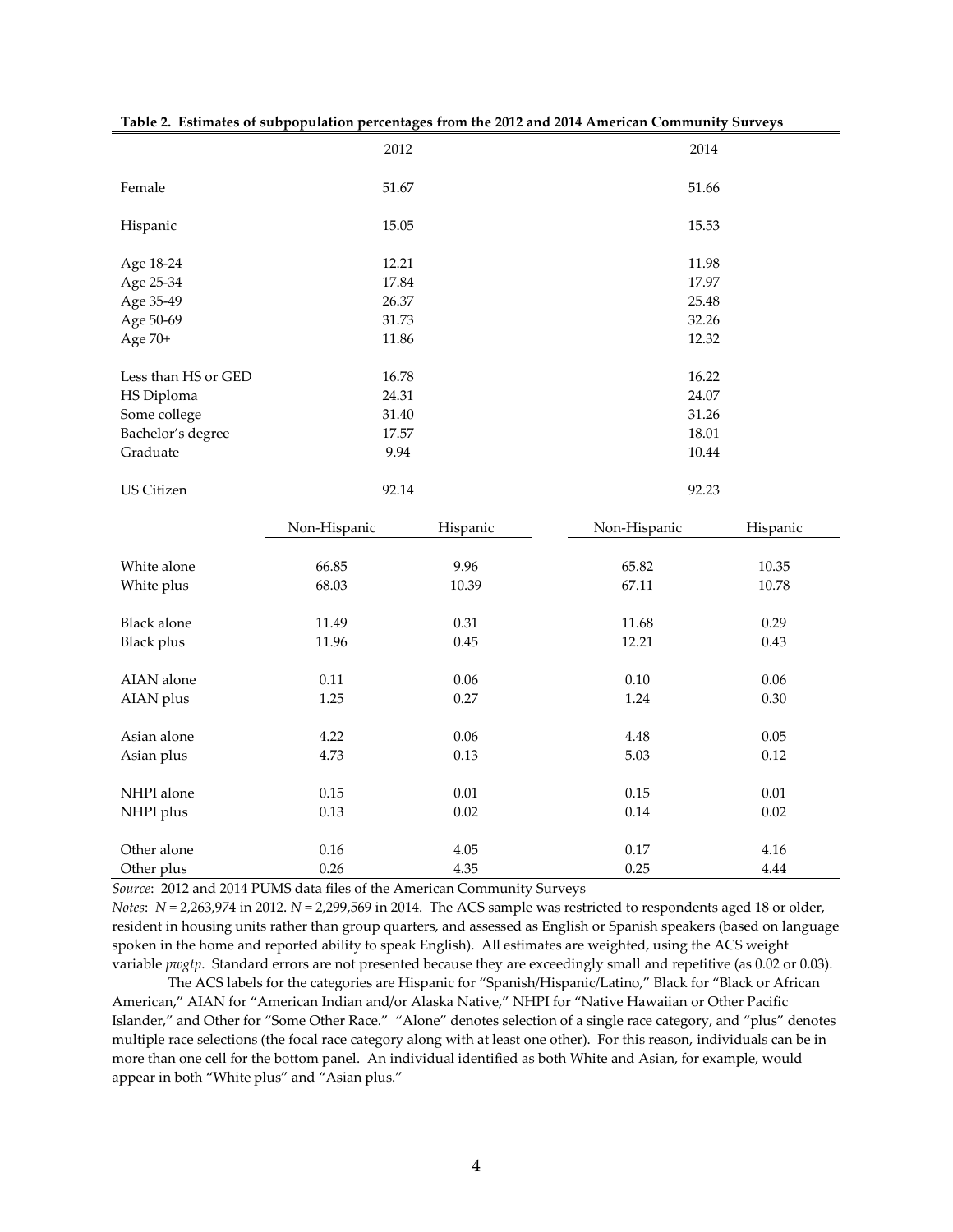**Table 2. Estimates of subpopulation percentages from the 2012 and 2014 American Community Surveys**

| | 2012 | | 2014 | |
|---|---|---|---|---|
| Female | 51.67 | | 51.66 | |
| Hispanic | 15.05 | | 15.53 | |
| Age 18-24 | 12.21 | | 11.98 | |
| Age 25-34 | 17.84 | | 17.97 | |
| Age 35-49 | 26.37 | | 25.48 | |
| Age 50-69 | 31.73 | | 32.26 | |
| Age 70+ | 11.86 | | 12.32 | |
| Less than HS or GED | 16.78 | | 16.22 | |
| HS Diploma | 24.31 | | 24.07 | |
| Some college | 31.40 | | 31.26 | |
| Bachelor's degree | 17.57 | | 18.01 | |
| Graduate | 9.94 | | 10.44 | |
| US Citizen | 92.14 | | 92.23 | |
| | Non-Hispanic | Hispanic | Non-Hispanic | Hispanic |
| White alone | 66.85 | 9.96 | 65.82 | 10.35 |
| White plus | 68.03 | 10.39 | 67.11 | 10.78 |
| Black alone | 11.49 | 0.31 | 11.68 | 0.29 |
| Black plus | 11.96 | 0.45 | 12.21 | 0.43 |
| AIAN alone | 0.11 | 0.06 | 0.10 | 0.06 |
| AIAN plus | 1.25 | 0.27 | 1.24 | 0.30 |
| Asian alone | 4.22 | 0.06 | 4.48 | 0.05 |
| Asian plus | 4.73 | 0.13 | 5.03 | 0.12 |
| NHPI alone | 0.15 | 0.01 | 0.15 | 0.01 |
| NHPI plus | 0.13 | 0.02 | 0.14 | 0.02 |
| Other alone | 0.16 | 4.05 | 0.17 | 4.16 |
| Other plus | 0.26 | 4.35 | 0.25 | 4.44 |

*Source*: 2012 and 2014 PUMS data files of the American Community Surveys

*Notes*: *N* = 2,263,974 in 2012. *N* = 2,299,569 in 2014. The ACS sample was restricted to respondents aged 18 or older, resident in housing units rather than group quarters, and assessed as English or Spanish speakers (based on language spoken in the home and reported ability to speak English). All estimates are weighted, using the ACS weight variable *pwgtp*. Standard errors are not presented because they are exceedingly small and repetitive (as 0.02 or 0.03).

The ACS labels for the categories are Hispanic for "Spanish/Hispanic/Latino," Black for "Black or African American," AIAN for "American Indian and/or Alaska Native," NHPI for "Native Hawaiian or Other Pacific Islander," and Other for "Some Other Race." "Alone" denotes selection of a single race category, and "plus" denotes multiple race selections (the focal race category along with at least one other). For this reason, individuals can be in more than one cell for the bottom panel. An individual identified as both White and Asian, for example, would appear in both "White plus" and "Asian plus."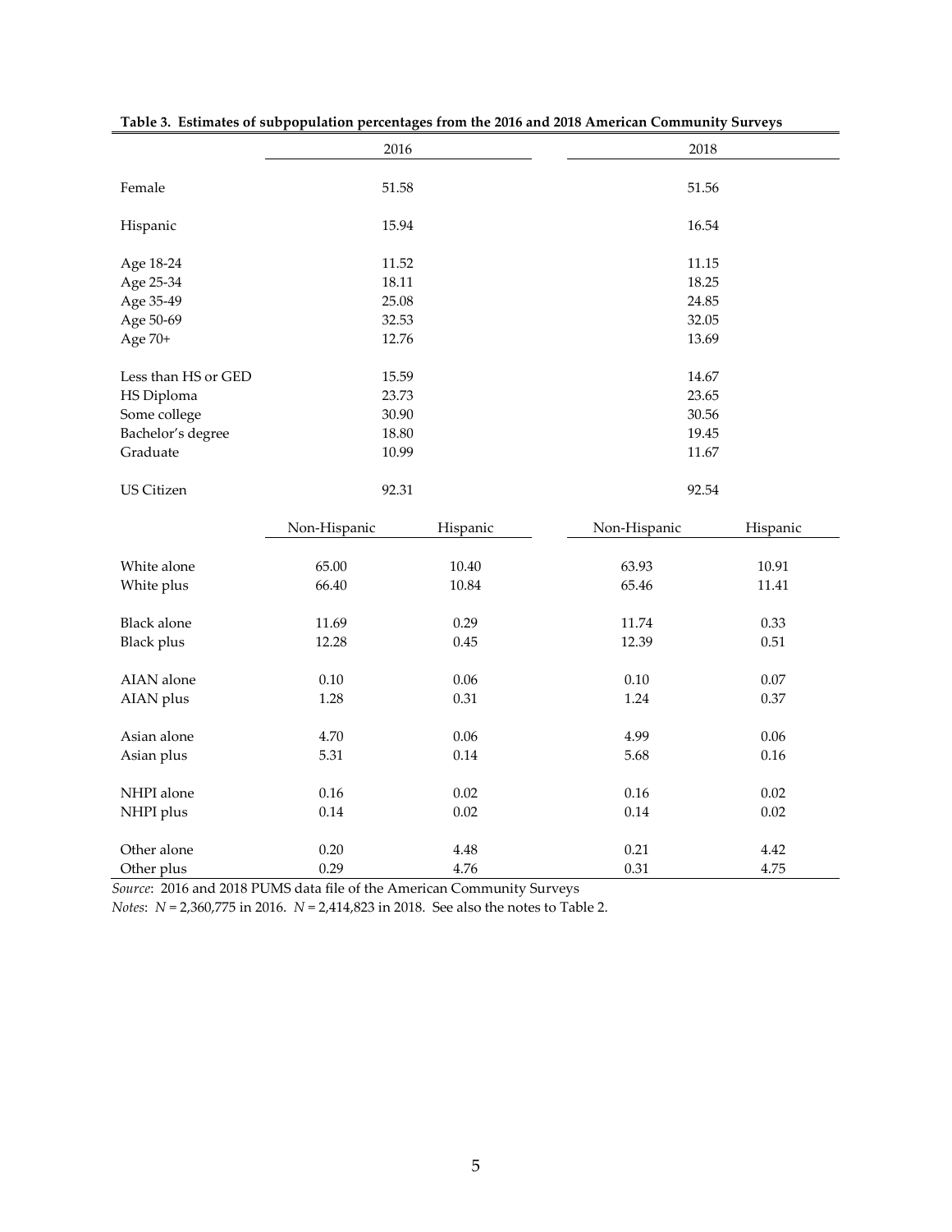**Table 3. Estimates of subpopulation percentages from the 2016 and 2018 American Community Surveys**

| | 2016 | | 2018 | |
|---|---|---|---|---|
| Female | 51.58 | | 51.56 | |
| Hispanic | 15.94 | | 16.54 | |
| Age 18-24 | 11.52 | | 11.15 | |
| Age 25-34 | 18.11 | | 18.25 | |
| Age 35-49 | 25.08 | | 24.85 | |
| Age 50-69 | 32.53 | | 32.05 | |
| Age 70+ | 12.76 | | 13.69 | |
| Less than HS or GED | 15.59 | | 14.67 | |
| HS Diploma | 23.73 | | 23.65 | |
| Some college | 30.90 | | 30.56 | |
| Bachelor's degree | 18.80 | | 19.45 | |
| Graduate | 10.99 | | 11.67 | |
| US Citizen | 92.31 | | 92.54 | |
| | Non-Hispanic | Hispanic | Non-Hispanic | Hispanic |
| White alone | 65.00 | 10.40 | 63.93 | 10.91 |
| White plus | 66.40 | 10.84 | 65.46 | 11.41 |
| Black alone | 11.69 | 0.29 | 11.74 | 0.33 |
| Black plus | 12.28 | 0.45 | 12.39 | 0.51 |
| AIAN alone | 0.10 | 0.06 | 0.10 | 0.07 |
| AIAN plus | 1.28 | 0.31 | 1.24 | 0.37 |
| Asian alone | 4.70 | 0.06 | 4.99 | 0.06 |
| Asian plus | 5.31 | 0.14 | 5.68 | 0.16 |
| NHPI alone | 0.16 | 0.02 | 0.16 | 0.02 |
| NHPI plus | 0.14 | 0.02 | 0.14 | 0.02 |
| Other alone | 0.20 | 4.48 | 0.21 | 4.42 |
| Other plus | 0.29 | 4.76 | 0.31 | 4.75 |

*Source*: 2016 and 2018 PUMS data file of the American Community Surveys

*Notes*: *N* = 2,360,775 in 2016. *N* = 2,414,823 in 2018. See also the notes to Table 2.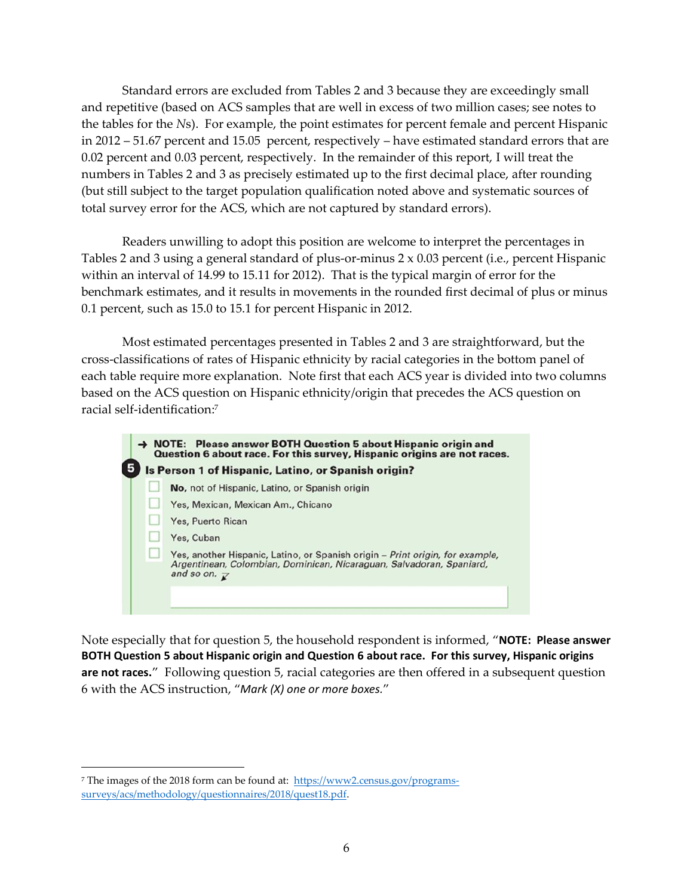Standard errors are excluded from Tables 2 and 3 because they are exceedingly small and repetitive (based on ACS samples that are well in excess of two million cases; see notes to the tables for the *N*s). For example, the point estimates for percent female and percent Hispanic in 2012 – 51.67 percent and 15.05 percent, respectively – have estimated standard errors that are 0.02 percent and 0.03 percent, respectively. In the remainder of this report, I will treat the numbers in Tables 2 and 3 as precisely estimated up to the first decimal place, after rounding (but still subject to the target population qualification noted above and systematic sources of total survey error for the ACS, which are not captured by standard errors).

Readers unwilling to adopt this position are welcome to interpret the percentages in Tables 2 and 3 using a general standard of plus-or-minus 2 x 0.03 percent (i.e., percent Hispanic within an interval of 14.99 to 15.11 for 2012). That is the typical margin of error for the benchmark estimates, and it results in movements in the rounded first decimal of plus or minus 0.1 percent, such as 15.0 to 15.1 for percent Hispanic in 2012.

Most estimated percentages presented in Tables 2 and 3 are straightforward, but the cross-classifications of rates of Hispanic ethnicity by racial categories in the bottom panel of each table require more explanation. Note first that each ACS year is divided into two columns based on the ACS question on Hispanic ethnicity/origin that precedes the ACS question on racial self-identification:[7]

→ **NOTE: Please answer BOTH Question 5 about Hispanic origin and Question 6 about race. For this survey, Hispanic origins are not races.**

**5 Is Person 1 of Hispanic, Latino, or Spanish origin?**

- ☐ **No,** not of Hispanic, Latino, or Spanish origin
- ☐ Yes, Mexican, Mexican Am., Chicano
- ☐ Yes, Puerto Rican
- ☐ Yes, Cuban
- ☐ Yes, another Hispanic, Latino, or Spanish origin – *Print origin, for example, Argentinean, Colombian, Dominican, Nicaraguan, Salvadoran, Spaniard, and so on.*

Note especially that for question 5, the household respondent is informed, "**NOTE: Please answer BOTH Question 5 about Hispanic origin and Question 6 about race. For this survey, Hispanic origins are not races.**" Following question 5, racial categories are then offered in a subsequent question 6 with the ACS instruction, "*Mark (X) one or more boxes.*"

[7] The images of the 2018 form can be found at: https://www2.census.gov/programs-surveys/acs/methodology/questionnaires/2018/quest18.pdf.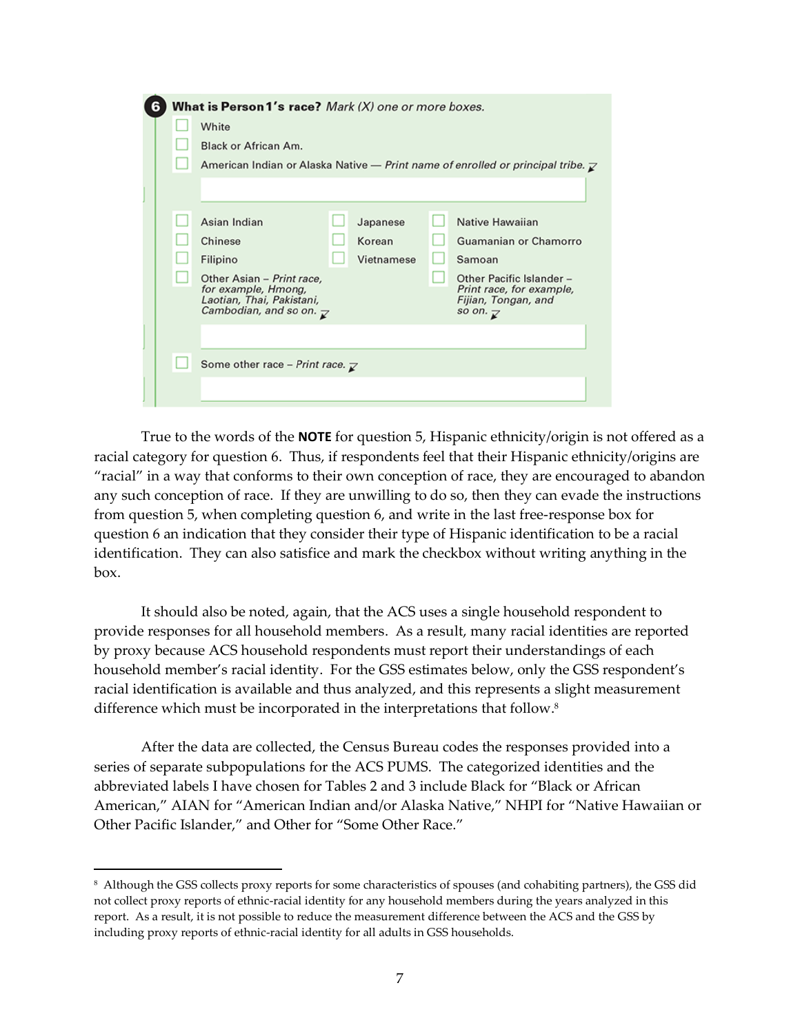**6** **What is Person 1's race?** *Mark (X) one or more boxes.*

- ☐ White
- ☐ Black or African Am.
- ☐ American Indian or Alaska Native — *Print name of enrolled or principal tribe.*

| | | |
|---|---|---|
| ☐ Asian Indian | ☐ Japanese | ☐ Native Hawaiian |
| ☐ Chinese | ☐ Korean | ☐ Guamanian or Chamorro |
| ☐ Filipino | ☐ Vietnamese | ☐ Samoan |
| ☐ Other Asian – *Print race, for example, Hmong, Laotian, Thai, Pakistani, Cambodian, and so on.* | | ☐ Other Pacific Islander – *Print race, for example, Fijian, Tongan, and so on.* |

- ☐ Some other race – *Print race.*

True to the words of the **NOTE** for question 5, Hispanic ethnicity/origin is not offered as a racial category for question 6. Thus, if respondents feel that their Hispanic ethnicity/origins are "racial" in a way that conforms to their own conception of race, they are encouraged to abandon any such conception of race. If they are unwilling to do so, then they can evade the instructions from question 5, when completing question 6, and write in the last free-response box for question 6 an indication that they consider their type of Hispanic identification to be a racial identification. They can also satisfice and mark the checkbox without writing anything in the box.

It should also be noted, again, that the ACS uses a single household respondent to provide responses for all household members. As a result, many racial identities are reported by proxy because ACS household respondents must report their understandings of each household member's racial identity. For the GSS estimates below, only the GSS respondent's racial identification is available and thus analyzed, and this represents a slight measurement difference which must be incorporated in the interpretations that follow.[8]

After the data are collected, the Census Bureau codes the responses provided into a series of separate subpopulations for the ACS PUMS. The categorized identities and the abbreviated labels I have chosen for Tables 2 and 3 include Black for "Black or African American," AIAN for "American Indian and/or Alaska Native," NHPI for "Native Hawaiian or Other Pacific Islander," and Other for "Some Other Race."

[8] Although the GSS collects proxy reports for some characteristics of spouses (and cohabiting partners), the GSS did not collect proxy reports of ethnic-racial identity for any household members during the years analyzed in this report. As a result, it is not possible to reduce the measurement difference between the ACS and the GSS by including proxy reports of ethnic-racial identity for all adults in GSS households.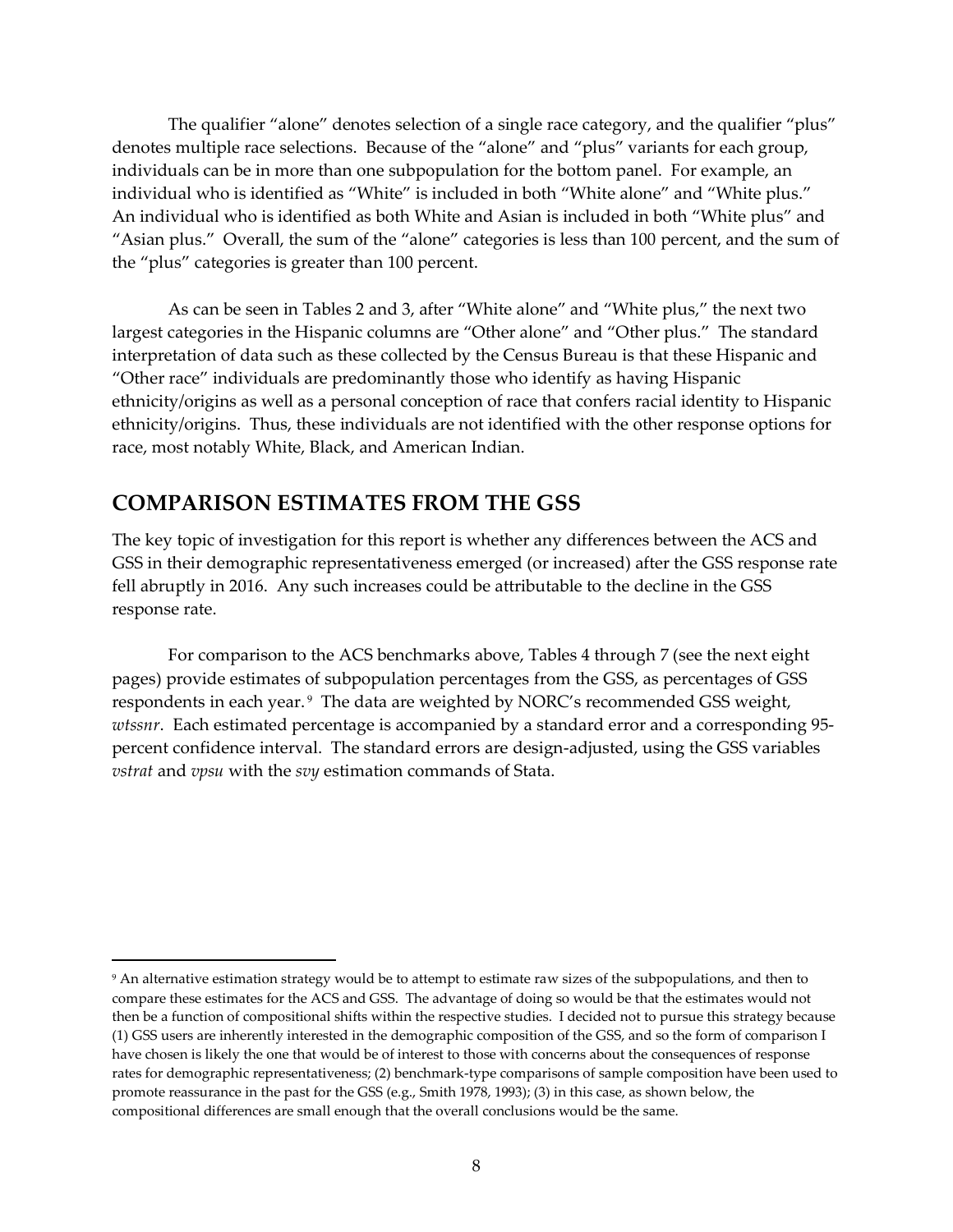The qualifier "alone" denotes selection of a single race category, and the qualifier "plus" denotes multiple race selections. Because of the "alone" and "plus" variants for each group, individuals can be in more than one subpopulation for the bottom panel. For example, an individual who is identified as "White" is included in both "White alone" and "White plus." An individual who is identified as both White and Asian is included in both "White plus" and "Asian plus." Overall, the sum of the "alone" categories is less than 100 percent, and the sum of the "plus" categories is greater than 100 percent.

As can be seen in Tables 2 and 3, after "White alone" and "White plus," the next two largest categories in the Hispanic columns are "Other alone" and "Other plus." The standard interpretation of data such as these collected by the Census Bureau is that these Hispanic and "Other race" individuals are predominantly those who identify as having Hispanic ethnicity/origins as well as a personal conception of race that confers racial identity to Hispanic ethnicity/origins. Thus, these individuals are not identified with the other response options for race, most notably White, Black, and American Indian.

## COMPARISON ESTIMATES FROM THE GSS

The key topic of investigation for this report is whether any differences between the ACS and GSS in their demographic representativeness emerged (or increased) after the GSS response rate fell abruptly in 2016. Any such increases could be attributable to the decline in the GSS response rate.

For comparison to the ACS benchmarks above, Tables 4 through 7 (see the next eight pages) provide estimates of subpopulation percentages from the GSS, as percentages of GSS respondents in each year.[9] The data are weighted by NORC's recommended GSS weight, *wtssnr*. Each estimated percentage is accompanied by a standard error and a corresponding 95-percent confidence interval. The standard errors are design-adjusted, using the GSS variables *vstrat* and *vpsu* with the *svy* estimation commands of Stata.

---

[9] An alternative estimation strategy would be to attempt to estimate raw sizes of the subpopulations, and then to compare these estimates for the ACS and GSS. The advantage of doing so would be that the estimates would not then be a function of compositional shifts within the respective studies. I decided not to pursue this strategy because (1) GSS users are inherently interested in the demographic composition of the GSS, and so the form of comparison I have chosen is likely the one that would be of interest to those with concerns about the consequences of response rates for demographic representativeness; (2) benchmark-type comparisons of sample composition have been used to promote reassurance in the past for the GSS (e.g., Smith 1978, 1993); (3) in this case, as shown below, the compositional differences are small enough that the overall conclusions would be the same.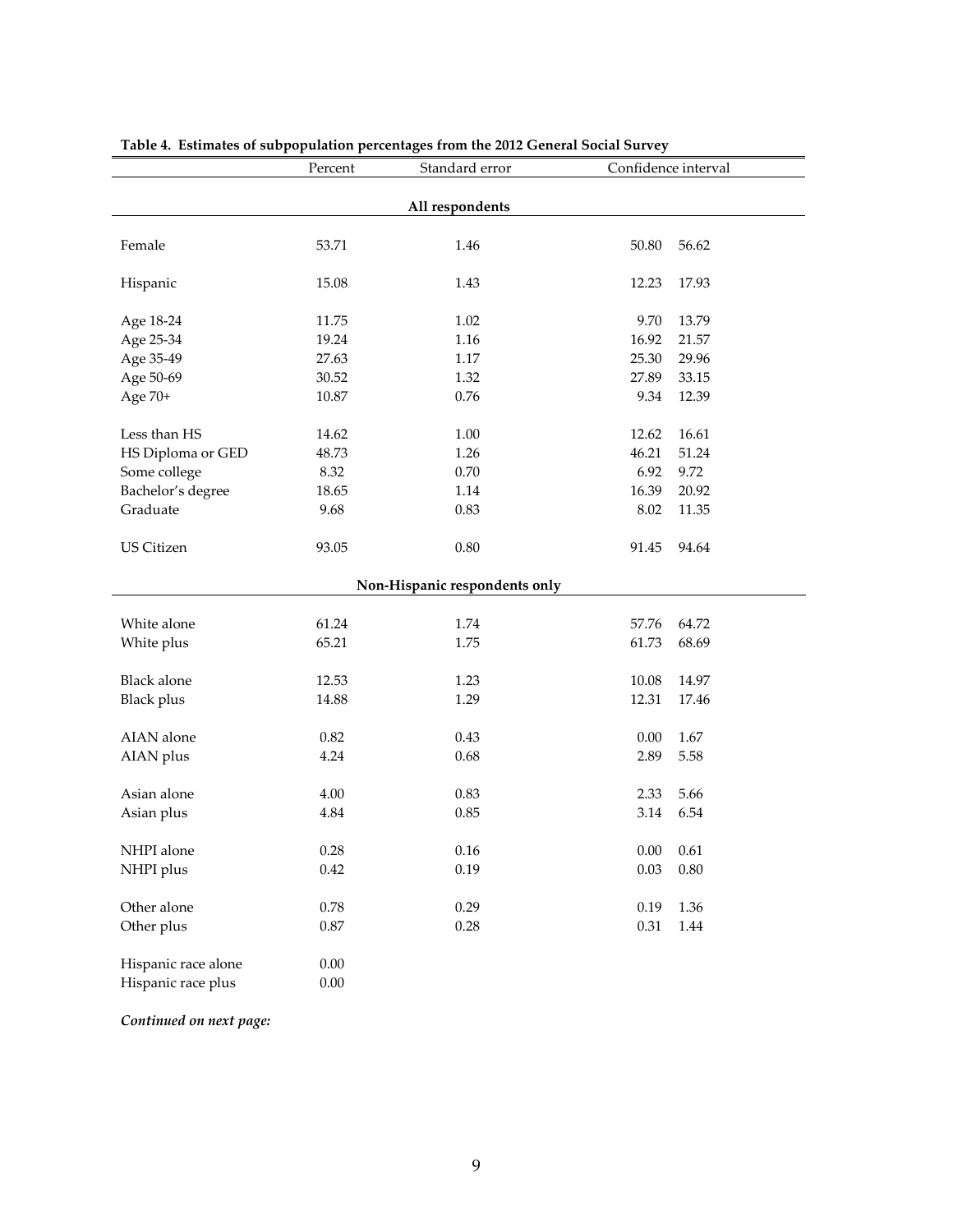**Table 4. Estimates of subpopulation percentages from the 2012 General Social Survey**

| | Percent | Standard error | Confidence interval | |
|---|---|---|---|---|
| **All respondents** | | | | |
| Female | 53.71 | 1.46 | 50.80 | 56.62 |
| Hispanic | 15.08 | 1.43 | 12.23 | 17.93 |
| Age 18-24 | 11.75 | 1.02 | 9.70 | 13.79 |
| Age 25-34 | 19.24 | 1.16 | 16.92 | 21.57 |
| Age 35-49 | 27.63 | 1.17 | 25.30 | 29.96 |
| Age 50-69 | 30.52 | 1.32 | 27.89 | 33.15 |
| Age 70+ | 10.87 | 0.76 | 9.34 | 12.39 |
| Less than HS | 14.62 | 1.00 | 12.62 | 16.61 |
| HS Diploma or GED | 48.73 | 1.26 | 46.21 | 51.24 |
| Some college | 8.32 | 0.70 | 6.92 | 9.72 |
| Bachelor's degree | 18.65 | 1.14 | 16.39 | 20.92 |
| Graduate | 9.68 | 0.83 | 8.02 | 11.35 |
| US Citizen | 93.05 | 0.80 | 91.45 | 94.64 |
| **Non-Hispanic respondents only** | | | | |
| White alone | 61.24 | 1.74 | 57.76 | 64.72 |
| White plus | 65.21 | 1.75 | 61.73 | 68.69 |
| Black alone | 12.53 | 1.23 | 10.08 | 14.97 |
| Black plus | 14.88 | 1.29 | 12.31 | 17.46 |
| AIAN alone | 0.82 | 0.43 | 0.00 | 1.67 |
| AIAN plus | 4.24 | 0.68 | 2.89 | 5.58 |
| Asian alone | 4.00 | 0.83 | 2.33 | 5.66 |
| Asian plus | 4.84 | 0.85 | 3.14 | 6.54 |
| NHPI alone | 0.28 | 0.16 | 0.00 | 0.61 |
| NHPI plus | 0.42 | 0.19 | 0.03 | 0.80 |
| Other alone | 0.78 | 0.29 | 0.19 | 1.36 |
| Other plus | 0.87 | 0.28 | 0.31 | 1.44 |
| Hispanic race alone | 0.00 | | | |
| Hispanic race plus | 0.00 | | | |

***Continued on next page:***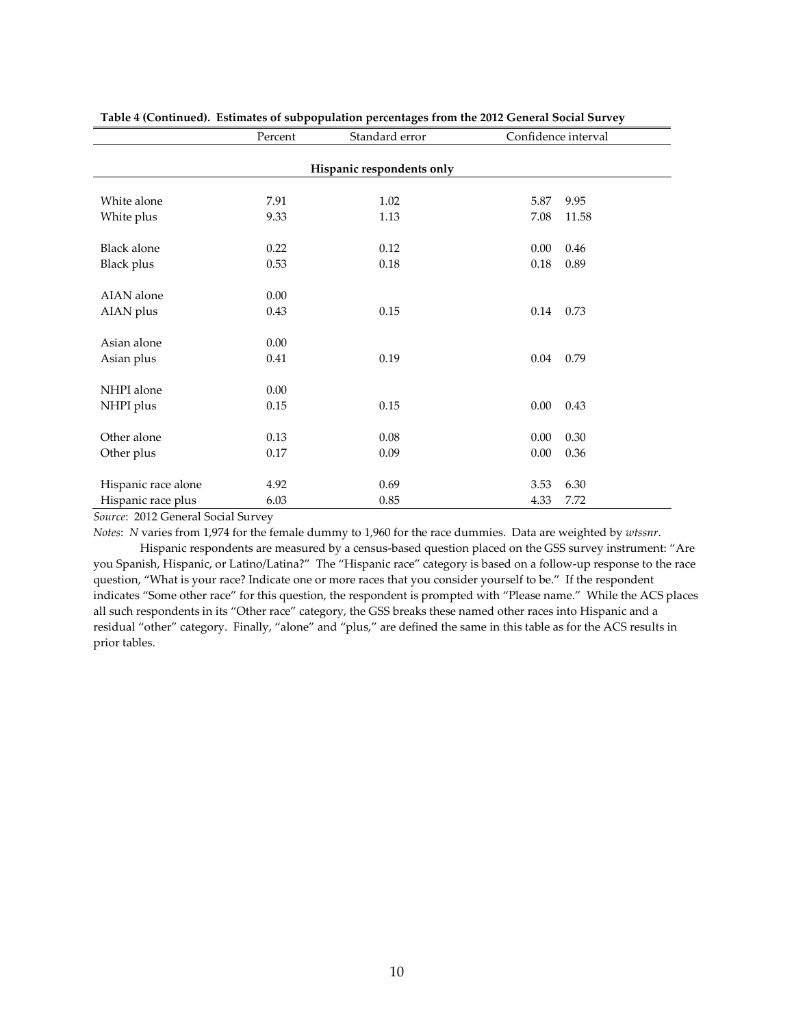**Table 4 (Continued). Estimates of subpopulation percentages from the 2012 General Social Survey**

| | Percent | Standard error | Confidence interval | |
|---|---|---|---|---|
| **Hispanic respondents only** | | | | |
| White alone | 7.91 | 1.02 | 5.87 | 9.95 |
| White plus | 9.33 | 1.13 | 7.08 | 11.58 |
| Black alone | 0.22 | 0.12 | 0.00 | 0.46 |
| Black plus | 0.53 | 0.18 | 0.18 | 0.89 |
| AIAN alone | 0.00 | | | |
| AIAN plus | 0.43 | 0.15 | 0.14 | 0.73 |
| Asian alone | 0.00 | | | |
| Asian plus | 0.41 | 0.19 | 0.04 | 0.79 |
| NHPI alone | 0.00 | | | |
| NHPI plus | 0.15 | 0.15 | 0.00 | 0.43 |
| Other alone | 0.13 | 0.08 | 0.00 | 0.30 |
| Other plus | 0.17 | 0.09 | 0.00 | 0.36 |
| Hispanic race alone | 4.92 | 0.69 | 3.53 | 6.30 |
| Hispanic race plus | 6.03 | 0.85 | 4.33 | 7.72 |

*Source*: 2012 General Social Survey

*Notes*: *N* varies from 1,974 for the female dummy to 1,960 for the race dummies. Data are weighted by *wtssnr*.

Hispanic respondents are measured by a census-based question placed on the GSS survey instrument: "Are you Spanish, Hispanic, or Latino/Latina?" The "Hispanic race" category is based on a follow-up response to the race question, "What is your race? Indicate one or more races that you consider yourself to be." If the respondent indicates "Some other race" for this question, the respondent is prompted with "Please name." While the ACS places all such respondents in its "Other race" category, the GSS breaks these named other races into Hispanic and a residual "other" category. Finally, "alone" and "plus," are defined the same in this table as for the ACS results in prior tables.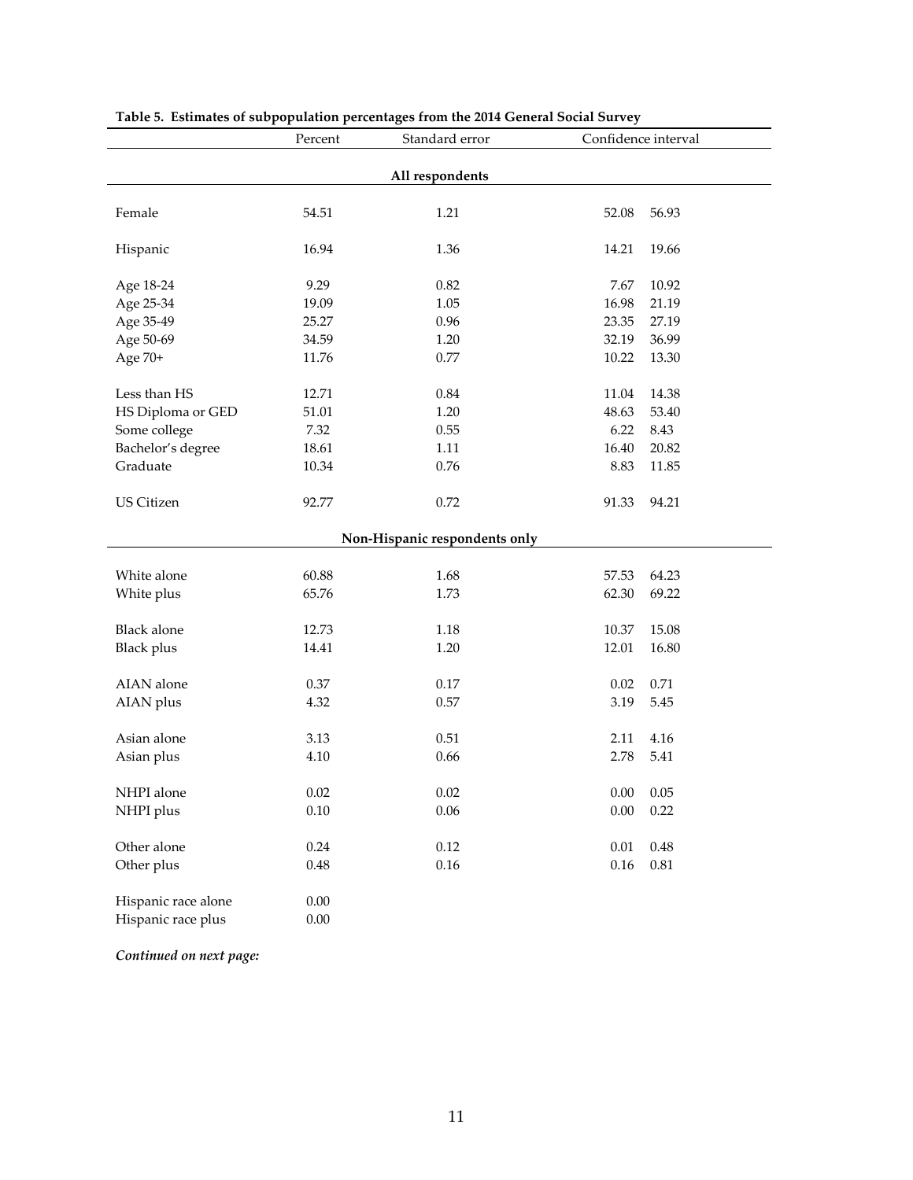**Table 5. Estimates of subpopulation percentages from the 2014 General Social Survey**

| | Percent | Standard error | Confidence interval | |
|---|---|---|---|---|
| **All respondents** | | | | |
| Female | 54.51 | 1.21 | 52.08 | 56.93 |
| Hispanic | 16.94 | 1.36 | 14.21 | 19.66 |
| Age 18-24 | 9.29 | 0.82 | 7.67 | 10.92 |
| Age 25-34 | 19.09 | 1.05 | 16.98 | 21.19 |
| Age 35-49 | 25.27 | 0.96 | 23.35 | 27.19 |
| Age 50-69 | 34.59 | 1.20 | 32.19 | 36.99 |
| Age 70+ | 11.76 | 0.77 | 10.22 | 13.30 |
| Less than HS | 12.71 | 0.84 | 11.04 | 14.38 |
| HS Diploma or GED | 51.01 | 1.20 | 48.63 | 53.40 |
| Some college | 7.32 | 0.55 | 6.22 | 8.43 |
| Bachelor's degree | 18.61 | 1.11 | 16.40 | 20.82 |
| Graduate | 10.34 | 0.76 | 8.83 | 11.85 |
| US Citizen | 92.77 | 0.72 | 91.33 | 94.21 |
| **Non-Hispanic respondents only** | | | | |
| White alone | 60.88 | 1.68 | 57.53 | 64.23 |
| White plus | 65.76 | 1.73 | 62.30 | 69.22 |
| Black alone | 12.73 | 1.18 | 10.37 | 15.08 |
| Black plus | 14.41 | 1.20 | 12.01 | 16.80 |
| AIAN alone | 0.37 | 0.17 | 0.02 | 0.71 |
| AIAN plus | 4.32 | 0.57 | 3.19 | 5.45 |
| Asian alone | 3.13 | 0.51 | 2.11 | 4.16 |
| Asian plus | 4.10 | 0.66 | 2.78 | 5.41 |
| NHPI alone | 0.02 | 0.02 | 0.00 | 0.05 |
| NHPI plus | 0.10 | 0.06 | 0.00 | 0.22 |
| Other alone | 0.24 | 0.12 | 0.01 | 0.48 |
| Other plus | 0.48 | 0.16 | 0.16 | 0.81 |
| Hispanic race alone | 0.00 | | | |
| Hispanic race plus | 0.00 | | | |

*Continued on next page:*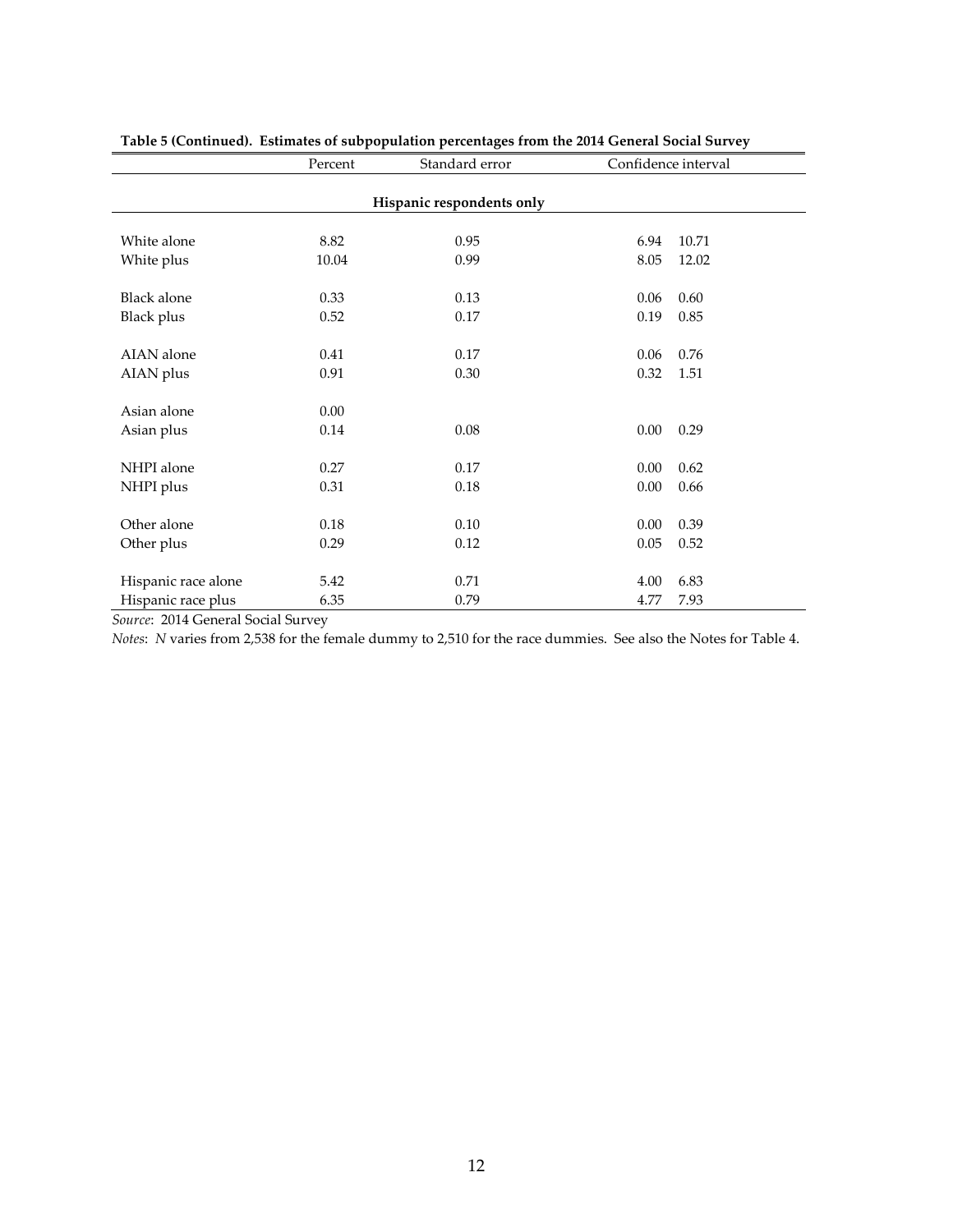**Table 5 (Continued). Estimates of subpopulation percentages from the 2014 General Social Survey**

| | Percent | Standard error | Confidence interval | |
|---|---|---|---|---|
| **Hispanic respondents only** | | | | |
| White alone | 8.82 | 0.95 | 6.94 | 10.71 |
| White plus | 10.04 | 0.99 | 8.05 | 12.02 |
| Black alone | 0.33 | 0.13 | 0.06 | 0.60 |
| Black plus | 0.52 | 0.17 | 0.19 | 0.85 |
| AIAN alone | 0.41 | 0.17 | 0.06 | 0.76 |
| AIAN plus | 0.91 | 0.30 | 0.32 | 1.51 |
| Asian alone | 0.00 | | | |
| Asian plus | 0.14 | 0.08 | 0.00 | 0.29 |
| NHPI alone | 0.27 | 0.17 | 0.00 | 0.62 |
| NHPI plus | 0.31 | 0.18 | 0.00 | 0.66 |
| Other alone | 0.18 | 0.10 | 0.00 | 0.39 |
| Other plus | 0.29 | 0.12 | 0.05 | 0.52 |
| Hispanic race alone | 5.42 | 0.71 | 4.00 | 6.83 |
| Hispanic race plus | 6.35 | 0.79 | 4.77 | 7.93 |

*Source*: 2014 General Social Survey

*Notes*: *N* varies from 2,538 for the female dummy to 2,510 for the race dummies. See also the Notes for Table 4.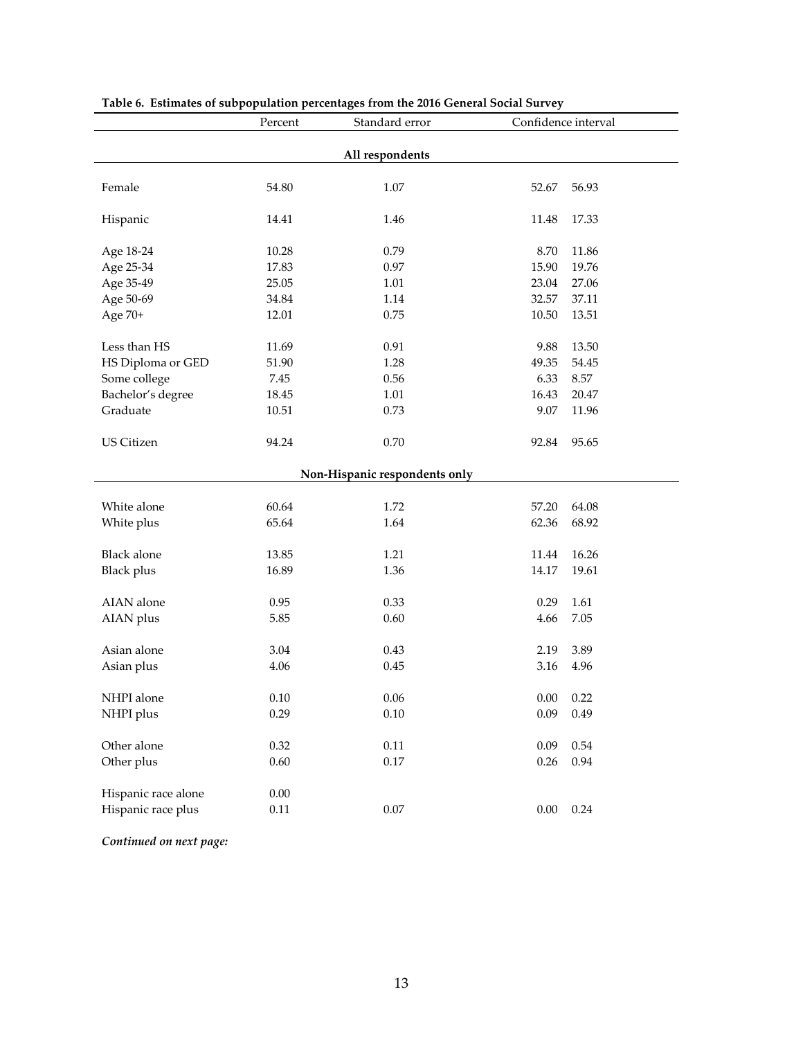**Table 6. Estimates of subpopulation percentages from the 2016 General Social Survey**

| | Percent | Standard error | Confidence interval | |
|---|---|---|---|---|
| **All respondents** | | | | |
| Female | 54.80 | 1.07 | 52.67 | 56.93 |
| Hispanic | 14.41 | 1.46 | 11.48 | 17.33 |
| Age 18-24 | 10.28 | 0.79 | 8.70 | 11.86 |
| Age 25-34 | 17.83 | 0.97 | 15.90 | 19.76 |
| Age 35-49 | 25.05 | 1.01 | 23.04 | 27.06 |
| Age 50-69 | 34.84 | 1.14 | 32.57 | 37.11 |
| Age 70+ | 12.01 | 0.75 | 10.50 | 13.51 |
| Less than HS | 11.69 | 0.91 | 9.88 | 13.50 |
| HS Diploma or GED | 51.90 | 1.28 | 49.35 | 54.45 |
| Some college | 7.45 | 0.56 | 6.33 | 8.57 |
| Bachelor's degree | 18.45 | 1.01 | 16.43 | 20.47 |
| Graduate | 10.51 | 0.73 | 9.07 | 11.96 |
| US Citizen | 94.24 | 0.70 | 92.84 | 95.65 |
| **Non-Hispanic respondents only** | | | | |
| White alone | 60.64 | 1.72 | 57.20 | 64.08 |
| White plus | 65.64 | 1.64 | 62.36 | 68.92 |
| Black alone | 13.85 | 1.21 | 11.44 | 16.26 |
| Black plus | 16.89 | 1.36 | 14.17 | 19.61 |
| AIAN alone | 0.95 | 0.33 | 0.29 | 1.61 |
| AIAN plus | 5.85 | 0.60 | 4.66 | 7.05 |
| Asian alone | 3.04 | 0.43 | 2.19 | 3.89 |
| Asian plus | 4.06 | 0.45 | 3.16 | 4.96 |
| NHPI alone | 0.10 | 0.06 | 0.00 | 0.22 |
| NHPI plus | 0.29 | 0.10 | 0.09 | 0.49 |
| Other alone | 0.32 | 0.11 | 0.09 | 0.54 |
| Other plus | 0.60 | 0.17 | 0.26 | 0.94 |
| Hispanic race alone | 0.00 | | | |
| Hispanic race plus | 0.11 | 0.07 | 0.00 | 0.24 |

***Continued on next page:***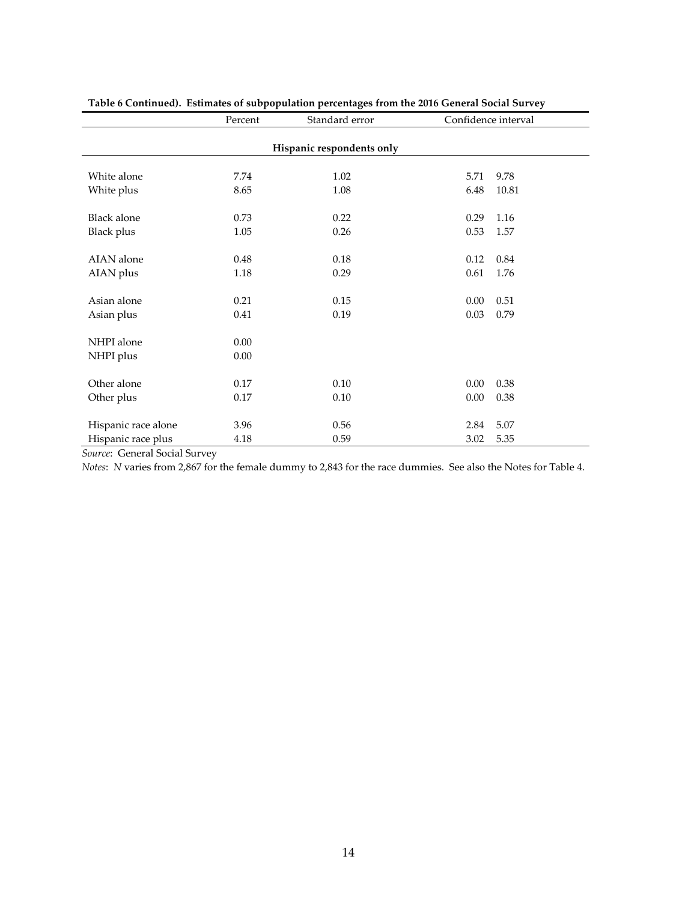**Table 6 Continued). Estimates of subpopulation percentages from the 2016 General Social Survey**

| | Percent | Standard error | Confidence interval | |
|---|---|---|---|---|
| **Hispanic respondents only** | | | | |
| White alone | 7.74 | 1.02 | 5.71 | 9.78 |
| White plus | 8.65 | 1.08 | 6.48 | 10.81 |
| Black alone | 0.73 | 0.22 | 0.29 | 1.16 |
| Black plus | 1.05 | 0.26 | 0.53 | 1.57 |
| AIAN alone | 0.48 | 0.18 | 0.12 | 0.84 |
| AIAN plus | 1.18 | 0.29 | 0.61 | 1.76 |
| Asian alone | 0.21 | 0.15 | 0.00 | 0.51 |
| Asian plus | 0.41 | 0.19 | 0.03 | 0.79 |
| NHPI alone | 0.00 | | | |
| NHPI plus | 0.00 | | | |
| Other alone | 0.17 | 0.10 | 0.00 | 0.38 |
| Other plus | 0.17 | 0.10 | 0.00 | 0.38 |
| Hispanic race alone | 3.96 | 0.56 | 2.84 | 5.07 |
| Hispanic race plus | 4.18 | 0.59 | 3.02 | 5.35 |

*Source*: General Social Survey

*Notes*: *N* varies from 2,867 for the female dummy to 2,843 for the race dummies. See also the Notes for Table 4.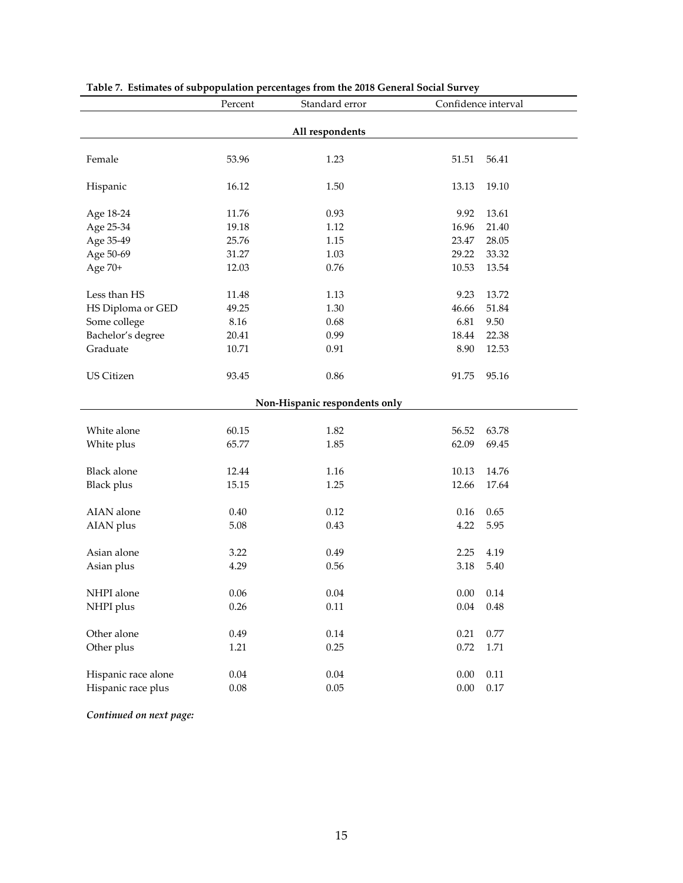**Table 7. Estimates of subpopulation percentages from the 2018 General Social Survey**

| | Percent | Standard error | Confidence interval | |
|---|---|---|---|---|
| **All respondents** | | | | |
| Female | 53.96 | 1.23 | 51.51 | 56.41 |
| Hispanic | 16.12 | 1.50 | 13.13 | 19.10 |
| Age 18-24 | 11.76 | 0.93 | 9.92 | 13.61 |
| Age 25-34 | 19.18 | 1.12 | 16.96 | 21.40 |
| Age 35-49 | 25.76 | 1.15 | 23.47 | 28.05 |
| Age 50-69 | 31.27 | 1.03 | 29.22 | 33.32 |
| Age 70+ | 12.03 | 0.76 | 10.53 | 13.54 |
| Less than HS | 11.48 | 1.13 | 9.23 | 13.72 |
| HS Diploma or GED | 49.25 | 1.30 | 46.66 | 51.84 |
| Some college | 8.16 | 0.68 | 6.81 | 9.50 |
| Bachelor's degree | 20.41 | 0.99 | 18.44 | 22.38 |
| Graduate | 10.71 | 0.91 | 8.90 | 12.53 |
| US Citizen | 93.45 | 0.86 | 91.75 | 95.16 |
| **Non-Hispanic respondents only** | | | | |
| White alone | 60.15 | 1.82 | 56.52 | 63.78 |
| White plus | 65.77 | 1.85 | 62.09 | 69.45 |
| Black alone | 12.44 | 1.16 | 10.13 | 14.76 |
| Black plus | 15.15 | 1.25 | 12.66 | 17.64 |
| AIAN alone | 0.40 | 0.12 | 0.16 | 0.65 |
| AIAN plus | 5.08 | 0.43 | 4.22 | 5.95 |
| Asian alone | 3.22 | 0.49 | 2.25 | 4.19 |
| Asian plus | 4.29 | 0.56 | 3.18 | 5.40 |
| NHPI alone | 0.06 | 0.04 | 0.00 | 0.14 |
| NHPI plus | 0.26 | 0.11 | 0.04 | 0.48 |
| Other alone | 0.49 | 0.14 | 0.21 | 0.77 |
| Other plus | 1.21 | 0.25 | 0.72 | 1.71 |
| Hispanic race alone | 0.04 | 0.04 | 0.00 | 0.11 |
| Hispanic race plus | 0.08 | 0.05 | 0.00 | 0.17 |

*Continued on next page:*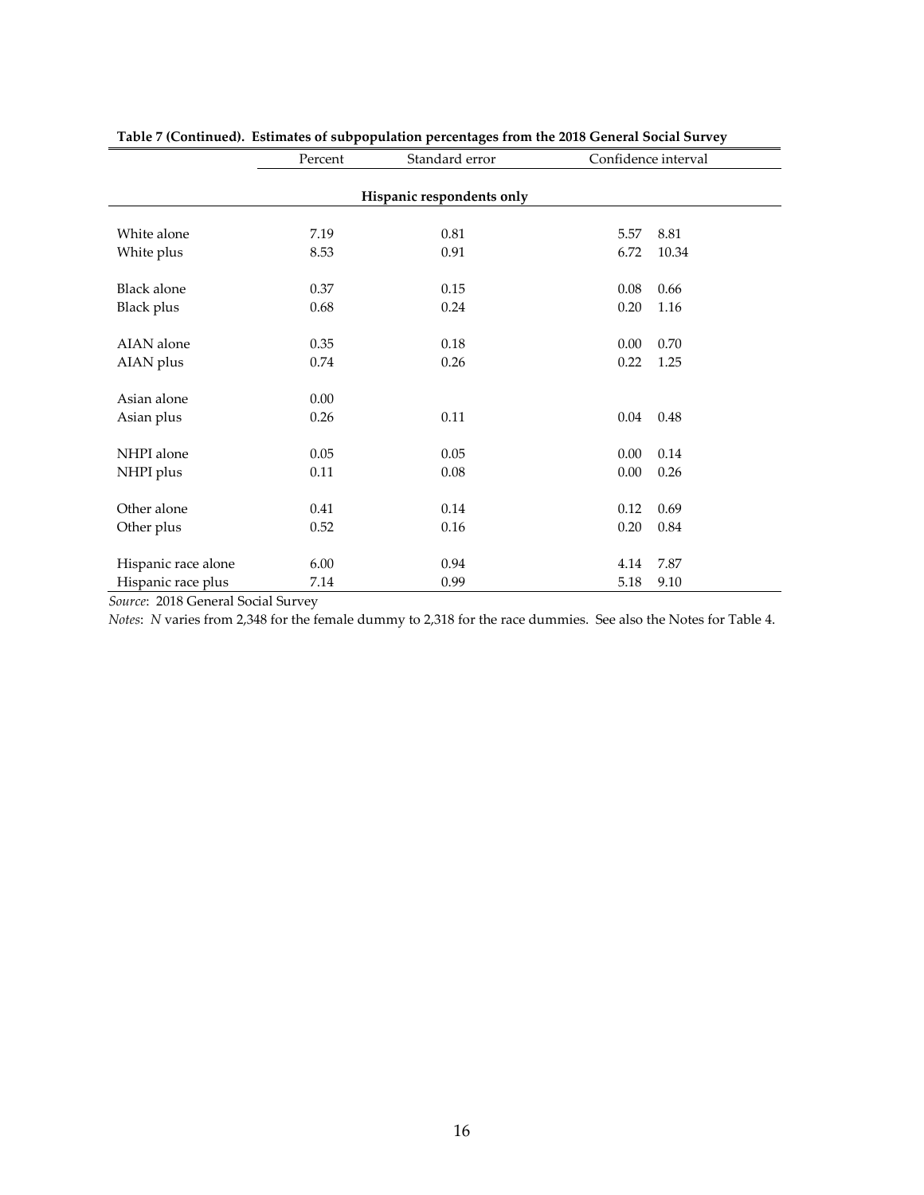**Table 7 (Continued). Estimates of subpopulation percentages from the 2018 General Social Survey**

| | Percent | Standard error | Confidence interval | |
|---|---|---|---|---|
| | | **Hispanic respondents only** | | |
| White alone | 7.19 | 0.81 | 5.57 | 8.81 |
| White plus | 8.53 | 0.91 | 6.72 | 10.34 |
| Black alone | 0.37 | 0.15 | 0.08 | 0.66 |
| Black plus | 0.68 | 0.24 | 0.20 | 1.16 |
| AIAN alone | 0.35 | 0.18 | 0.00 | 0.70 |
| AIAN plus | 0.74 | 0.26 | 0.22 | 1.25 |
| Asian alone | 0.00 | | | |
| Asian plus | 0.26 | 0.11 | 0.04 | 0.48 |
| NHPI alone | 0.05 | 0.05 | 0.00 | 0.14 |
| NHPI plus | 0.11 | 0.08 | 0.00 | 0.26 |
| Other alone | 0.41 | 0.14 | 0.12 | 0.69 |
| Other plus | 0.52 | 0.16 | 0.20 | 0.84 |
| Hispanic race alone | 6.00 | 0.94 | 4.14 | 7.87 |
| Hispanic race plus | 7.14 | 0.99 | 5.18 | 9.10 |

*Source*: 2018 General Social Survey

*Notes*: *N* varies from 2,348 for the female dummy to 2,318 for the race dummies. See also the Notes for Table 4.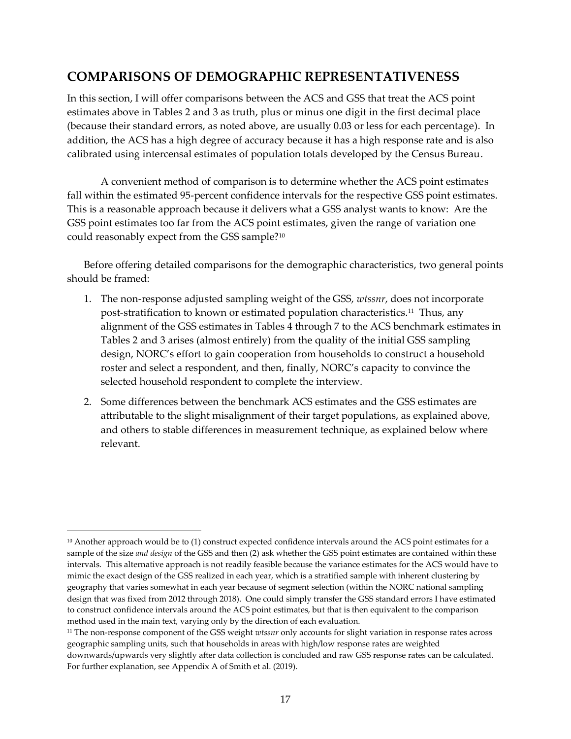## COMPARISONS OF DEMOGRAPHIC REPRESENTATIVENESS

In this section, I will offer comparisons between the ACS and GSS that treat the ACS point estimates above in Tables 2 and 3 as truth, plus or minus one digit in the first decimal place (because their standard errors, as noted above, are usually 0.03 or less for each percentage). In addition, the ACS has a high degree of accuracy because it has a high response rate and is also calibrated using intercensal estimates of population totals developed by the Census Bureau.

A convenient method of comparison is to determine whether the ACS point estimates fall within the estimated 95-percent confidence intervals for the respective GSS point estimates. This is a reasonable approach because it delivers what a GSS analyst wants to know: Are the GSS point estimates too far from the ACS point estimates, given the range of variation one could reasonably expect from the GSS sample?[10]

Before offering detailed comparisons for the demographic characteristics, two general points should be framed:

1. The non-response adjusted sampling weight of the GSS, *wtssnr*, does not incorporate post-stratification to known or estimated population characteristics.[11] Thus, any alignment of the GSS estimates in Tables 4 through 7 to the ACS benchmark estimates in Tables 2 and 3 arises (almost entirely) from the quality of the initial GSS sampling design, NORC's effort to gain cooperation from households to construct a household roster and select a respondent, and then, finally, NORC's capacity to convince the selected household respondent to complete the interview.

2. Some differences between the benchmark ACS estimates and the GSS estimates are attributable to the slight misalignment of their target populations, as explained above, and others to stable differences in measurement technique, as explained below where relevant.

---

[10] Another approach would be to (1) construct expected confidence intervals around the ACS point estimates for a sample of the size *and design* of the GSS and then (2) ask whether the GSS point estimates are contained within these intervals. This alternative approach is not readily feasible because the variance estimates for the ACS would have to mimic the exact design of the GSS realized in each year, which is a stratified sample with inherent clustering by geography that varies somewhat in each year because of segment selection (within the NORC national sampling design that was fixed from 2012 through 2018). One could simply transfer the GSS standard errors I have estimated to construct confidence intervals around the ACS point estimates, but that is then equivalent to the comparison method used in the main text, varying only by the direction of each evaluation.

[11] The non-response component of the GSS weight *wtssnr* only accounts for slight variation in response rates across geographic sampling units, such that households in areas with high/low response rates are weighted downwards/upwards very slightly after data collection is concluded and raw GSS response rates can be calculated. For further explanation, see Appendix A of Smith et al. (2019).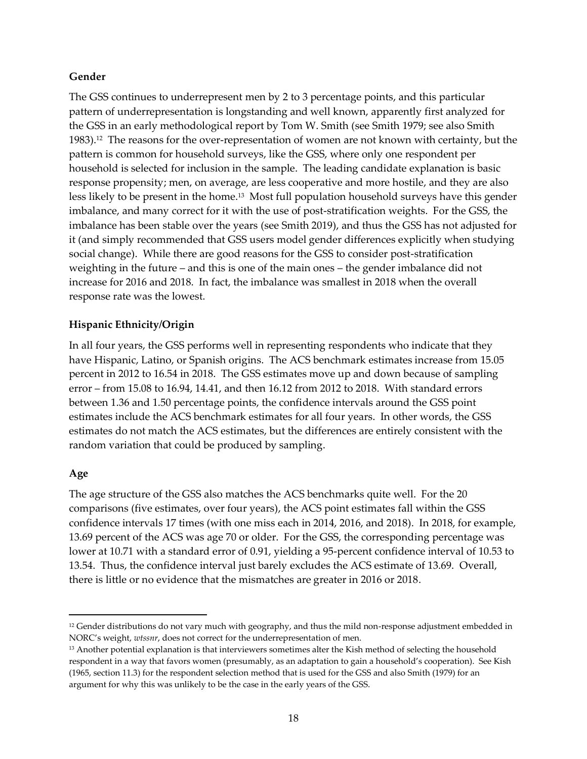**Gender**

The GSS continues to underrepresent men by 2 to 3 percentage points, and this particular pattern of underrepresentation is longstanding and well known, apparently first analyzed for the GSS in an early methodological report by Tom W. Smith (see Smith 1979; see also Smith 1983).[12] The reasons for the over-representation of women are not known with certainty, but the pattern is common for household surveys, like the GSS, where only one respondent per household is selected for inclusion in the sample. The leading candidate explanation is basic response propensity; men, on average, are less cooperative and more hostile, and they are also less likely to be present in the home.[13] Most full population household surveys have this gender imbalance, and many correct for it with the use of post-stratification weights. For the GSS, the imbalance has been stable over the years (see Smith 2019), and thus the GSS has not adjusted for it (and simply recommended that GSS users model gender differences explicitly when studying social change). While there are good reasons for the GSS to consider post-stratification weighting in the future – and this is one of the main ones – the gender imbalance did not increase for 2016 and 2018. In fact, the imbalance was smallest in 2018 when the overall response rate was the lowest.

**Hispanic Ethnicity/Origin**

In all four years, the GSS performs well in representing respondents who indicate that they have Hispanic, Latino, or Spanish origins. The ACS benchmark estimates increase from 15.05 percent in 2012 to 16.54 in 2018. The GSS estimates move up and down because of sampling error – from 15.08 to 16.94, 14.41, and then 16.12 from 2012 to 2018. With standard errors between 1.36 and 1.50 percentage points, the confidence intervals around the GSS point estimates include the ACS benchmark estimates for all four years. In other words, the GSS estimates do not match the ACS estimates, but the differences are entirely consistent with the random variation that could be produced by sampling.

**Age**

The age structure of the GSS also matches the ACS benchmarks quite well. For the 20 comparisons (five estimates, over four years), the ACS point estimates fall within the GSS confidence intervals 17 times (with one miss each in 2014, 2016, and 2018). In 2018, for example, 13.69 percent of the ACS was age 70 or older. For the GSS, the corresponding percentage was lower at 10.71 with a standard error of 0.91, yielding a 95-percent confidence interval of 10.53 to 13.54. Thus, the confidence interval just barely excludes the ACS estimate of 13.69. Overall, there is little or no evidence that the mismatches are greater in 2016 or 2018.

---

[12] Gender distributions do not vary much with geography, and thus the mild non-response adjustment embedded in NORC's weight, *wtssnr*, does not correct for the underrepresentation of men.

[13] Another potential explanation is that interviewers sometimes alter the Kish method of selecting the household respondent in a way that favors women (presumably, as an adaptation to gain a household's cooperation). See Kish (1965, section 11.3) for the respondent selection method that is used for the GSS and also Smith (1979) for an argument for why this was unlikely to be the case in the early years of the GSS.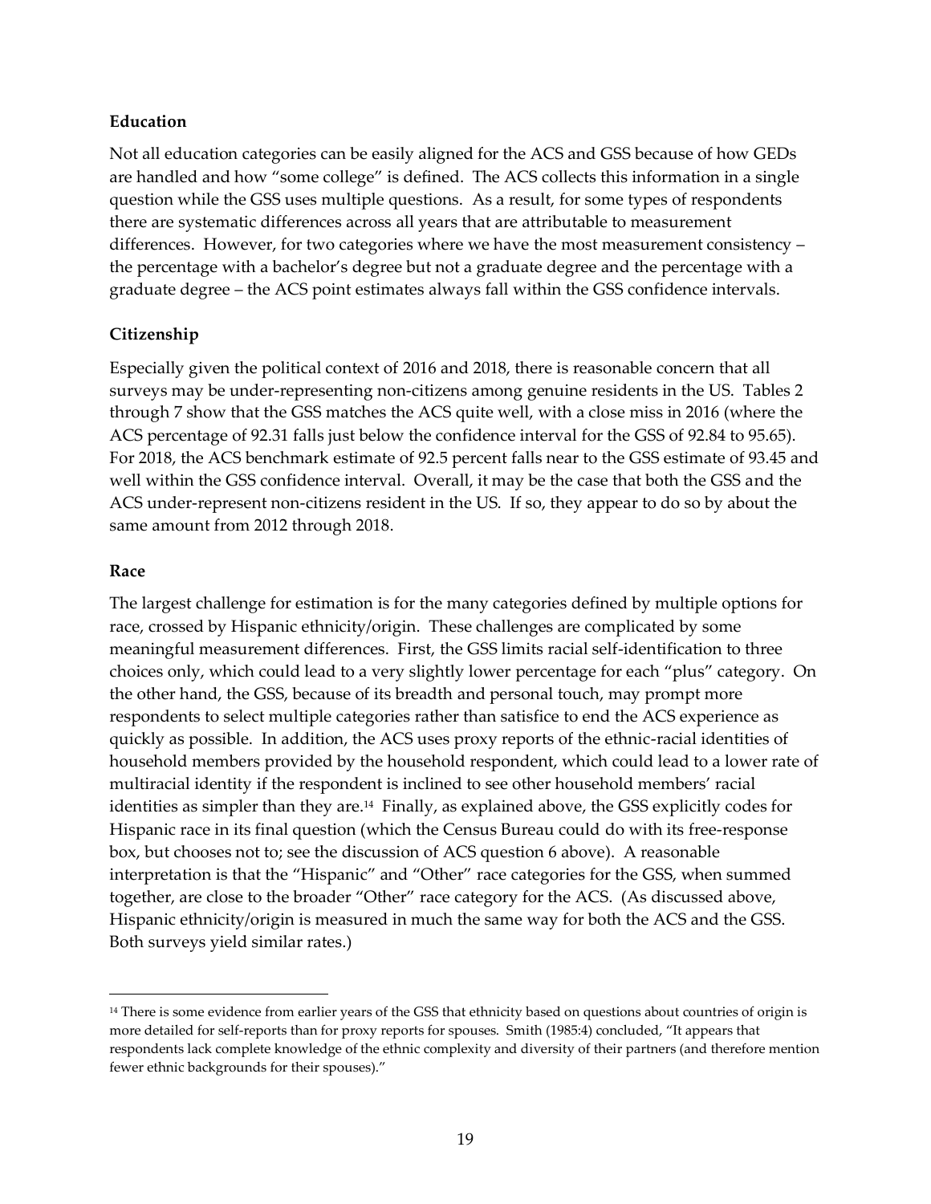### Education

Not all education categories can be easily aligned for the ACS and GSS because of how GEDs are handled and how "some college" is defined. The ACS collects this information in a single question while the GSS uses multiple questions. As a result, for some types of respondents there are systematic differences across all years that are attributable to measurement differences. However, for two categories where we have the most measurement consistency – the percentage with a bachelor's degree but not a graduate degree and the percentage with a graduate degree – the ACS point estimates always fall within the GSS confidence intervals.

### Citizenship

Especially given the political context of 2016 and 2018, there is reasonable concern that all surveys may be under-representing non-citizens among genuine residents in the US. Tables 2 through 7 show that the GSS matches the ACS quite well, with a close miss in 2016 (where the ACS percentage of 92.31 falls just below the confidence interval for the GSS of 92.84 to 95.65). For 2018, the ACS benchmark estimate of 92.5 percent falls near to the GSS estimate of 93.45 and well within the GSS confidence interval. Overall, it may be the case that both the GSS and the ACS under-represent non-citizens resident in the US. If so, they appear to do so by about the same amount from 2012 through 2018.

### Race

The largest challenge for estimation is for the many categories defined by multiple options for race, crossed by Hispanic ethnicity/origin. These challenges are complicated by some meaningful measurement differences. First, the GSS limits racial self-identification to three choices only, which could lead to a very slightly lower percentage for each "plus" category. On the other hand, the GSS, because of its breadth and personal touch, may prompt more respondents to select multiple categories rather than satisfice to end the ACS experience as quickly as possible. In addition, the ACS uses proxy reports of the ethnic-racial identities of household members provided by the household respondent, which could lead to a lower rate of multiracial identity if the respondent is inclined to see other household members' racial identities as simpler than they are.[14] Finally, as explained above, the GSS explicitly codes for Hispanic race in its final question (which the Census Bureau could do with its free-response box, but chooses not to; see the discussion of ACS question 6 above). A reasonable interpretation is that the "Hispanic" and "Other" race categories for the GSS, when summed together, are close to the broader "Other" race category for the ACS. (As discussed above, Hispanic ethnicity/origin is measured in much the same way for both the ACS and the GSS. Both surveys yield similar rates.)

---

[14] There is some evidence from earlier years of the GSS that ethnicity based on questions about countries of origin is more detailed for self-reports than for proxy reports for spouses. Smith (1985:4) concluded, "It appears that respondents lack complete knowledge of the ethnic complexity and diversity of their partners (and therefore mention fewer ethnic backgrounds for their spouses)."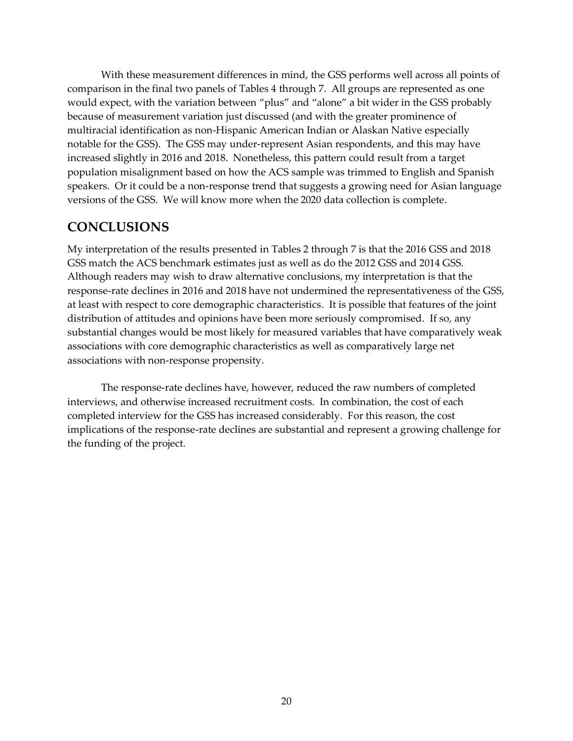With these measurement differences in mind, the GSS performs well across all points of comparison in the final two panels of Tables 4 through 7. All groups are represented as one would expect, with the variation between "plus" and "alone" a bit wider in the GSS probably because of measurement variation just discussed (and with the greater prominence of multiracial identification as non-Hispanic American Indian or Alaskan Native especially notable for the GSS). The GSS may under-represent Asian respondents, and this may have increased slightly in 2016 and 2018. Nonetheless, this pattern could result from a target population misalignment based on how the ACS sample was trimmed to English and Spanish speakers. Or it could be a non-response trend that suggests a growing need for Asian language versions of the GSS. We will know more when the 2020 data collection is complete.

## CONCLUSIONS

My interpretation of the results presented in Tables 2 through 7 is that the 2016 GSS and 2018 GSS match the ACS benchmark estimates just as well as do the 2012 GSS and 2014 GSS. Although readers may wish to draw alternative conclusions, my interpretation is that the response-rate declines in 2016 and 2018 have not undermined the representativeness of the GSS, at least with respect to core demographic characteristics. It is possible that features of the joint distribution of attitudes and opinions have been more seriously compromised. If so, any substantial changes would be most likely for measured variables that have comparatively weak associations with core demographic characteristics as well as comparatively large net associations with non-response propensity.

The response-rate declines have, however, reduced the raw numbers of completed interviews, and otherwise increased recruitment costs. In combination, the cost of each completed interview for the GSS has increased considerably. For this reason, the cost implications of the response-rate declines are substantial and represent a growing challenge for the funding of the project.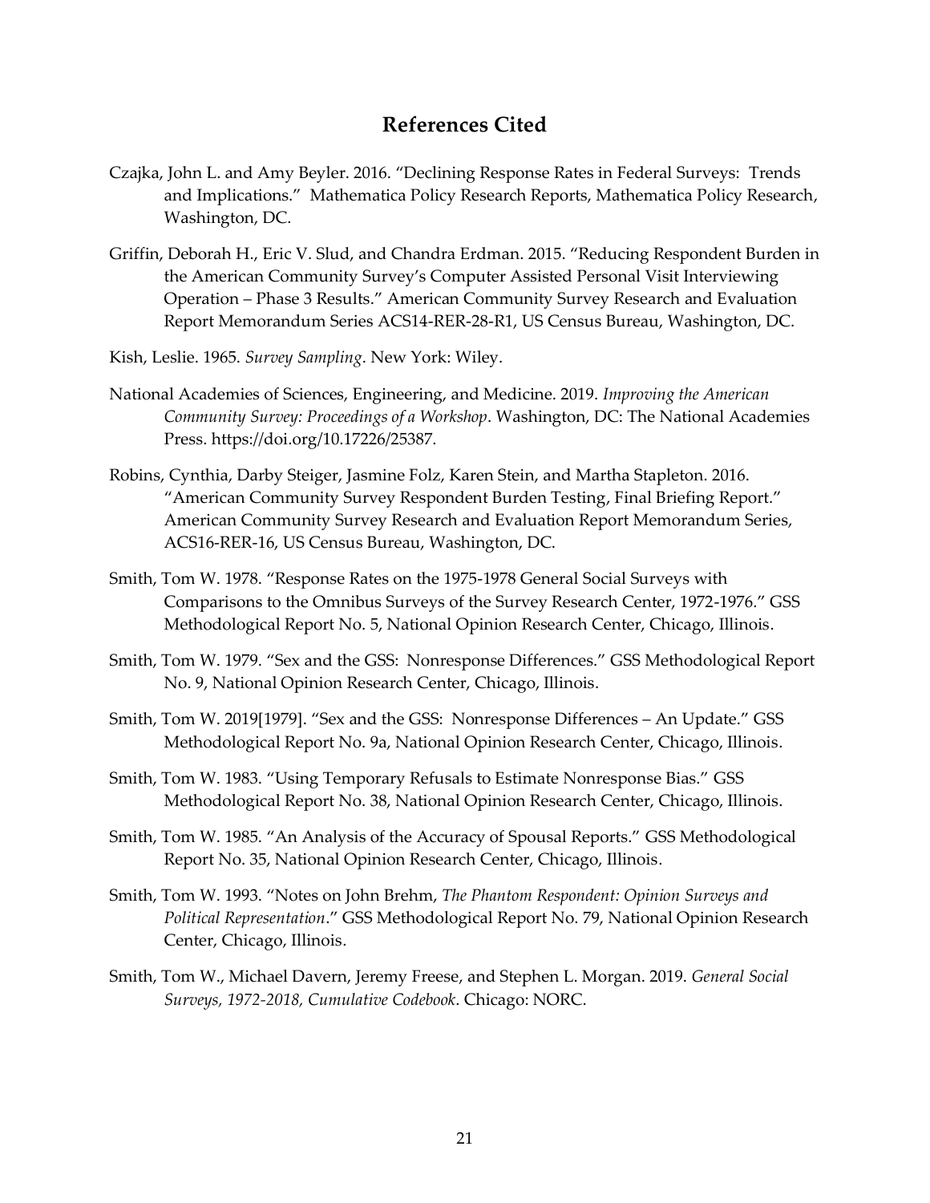## References Cited

Czajka, John L. and Amy Beyler. 2016. "Declining Response Rates in Federal Surveys: Trends and Implications." Mathematica Policy Research Reports, Mathematica Policy Research, Washington, DC.

Griffin, Deborah H., Eric V. Slud, and Chandra Erdman. 2015. "Reducing Respondent Burden in the American Community Survey's Computer Assisted Personal Visit Interviewing Operation – Phase 3 Results." American Community Survey Research and Evaluation Report Memorandum Series ACS14-RER-28-R1, US Census Bureau, Washington, DC.

Kish, Leslie. 1965. *Survey Sampling*. New York: Wiley.

National Academies of Sciences, Engineering, and Medicine. 2019. *Improving the American Community Survey: Proceedings of a Workshop*. Washington, DC: The National Academies Press. https://doi.org/10.17226/25387.

Robins, Cynthia, Darby Steiger, Jasmine Folz, Karen Stein, and Martha Stapleton. 2016. "American Community Survey Respondent Burden Testing, Final Briefing Report." American Community Survey Research and Evaluation Report Memorandum Series, ACS16-RER-16, US Census Bureau, Washington, DC.

Smith, Tom W. 1978. "Response Rates on the 1975-1978 General Social Surveys with Comparisons to the Omnibus Surveys of the Survey Research Center, 1972-1976." GSS Methodological Report No. 5, National Opinion Research Center, Chicago, Illinois.

Smith, Tom W. 1979. "Sex and the GSS: Nonresponse Differences." GSS Methodological Report No. 9, National Opinion Research Center, Chicago, Illinois.

Smith, Tom W. 2019[1979]. "Sex and the GSS: Nonresponse Differences – An Update." GSS Methodological Report No. 9a, National Opinion Research Center, Chicago, Illinois.

Smith, Tom W. 1983. "Using Temporary Refusals to Estimate Nonresponse Bias." GSS Methodological Report No. 38, National Opinion Research Center, Chicago, Illinois.

Smith, Tom W. 1985. "An Analysis of the Accuracy of Spousal Reports." GSS Methodological Report No. 35, National Opinion Research Center, Chicago, Illinois.

Smith, Tom W. 1993. "Notes on John Brehm, *The Phantom Respondent: Opinion Surveys and Political Representation*." GSS Methodological Report No. 79, National Opinion Research Center, Chicago, Illinois.

Smith, Tom W., Michael Davern, Jeremy Freese, and Stephen L. Morgan. 2019. *General Social Surveys, 1972-2018, Cumulative Codebook*. Chicago: NORC.